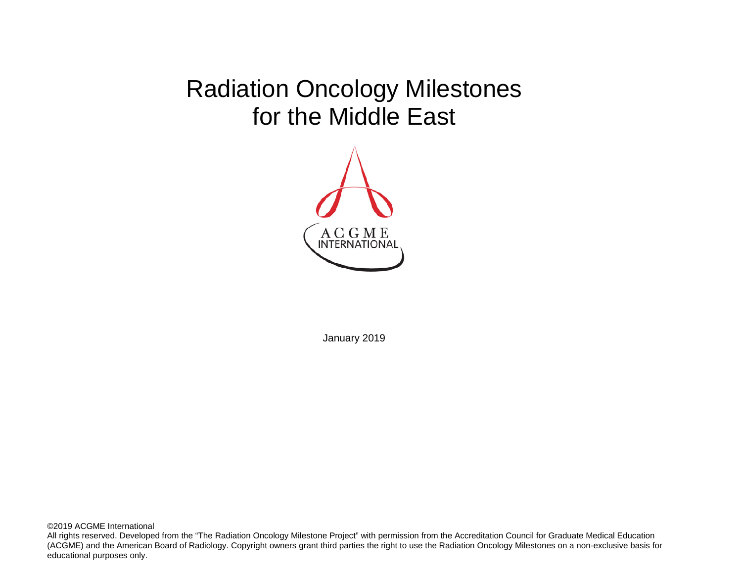# Radiation Oncology Milestones for the Middle East

ACGME INTERNATIONAL

January 2019

©2019 ACGME International

All rights reserved. Developed from the "The Radiation Oncology Milestone Project" with permission from the Accreditation Council for Graduate Medical Education (ACGME) and the American Board of Radiology. Copyright owners grant third parties the right to use the Radiation Oncology Milestones on a non-exclusive basis for educational purposes only.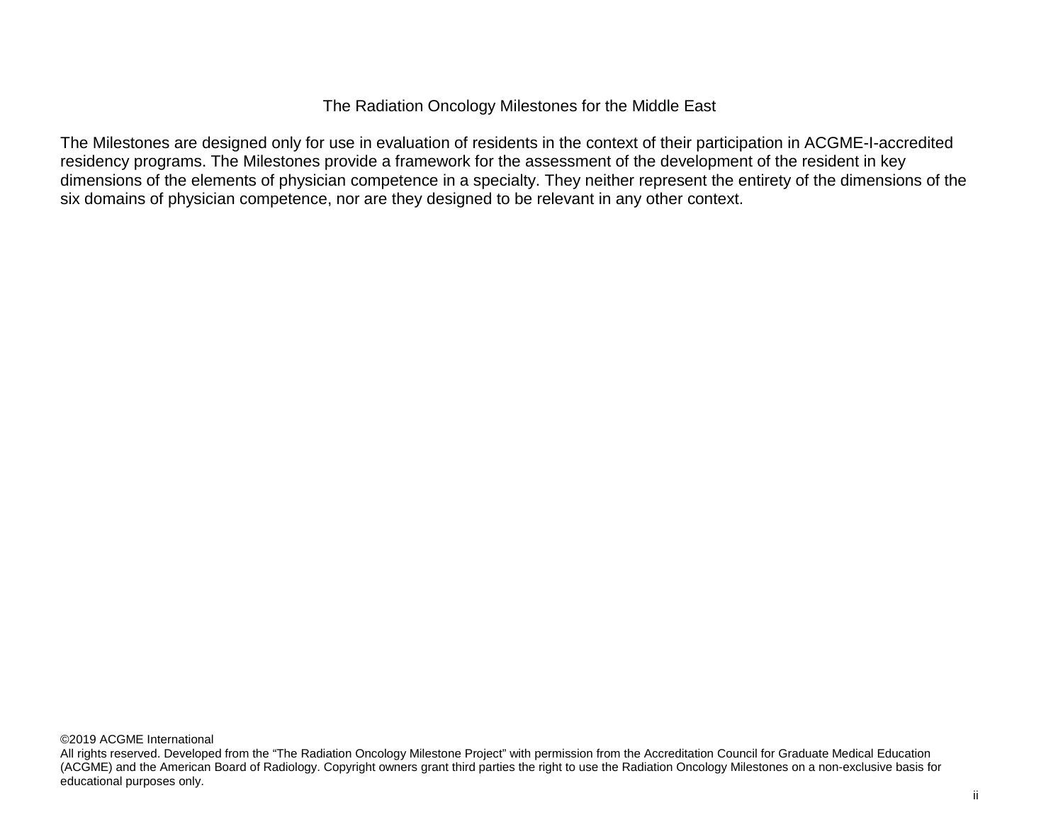# The Radiation Oncology Milestones for the Middle East

The Milestones are designed only for use in evaluation of residents in the context of their participation in ACGME-I-accredited residency programs. The Milestones provide a framework for the assessment of the development of the resident in key dimensions of the elements of physician competence in a specialty. They neither represent the entirety of the dimensions of the six domains of physician competence, nor are they designed to be relevant in any other context.

©2019 ACGME International
All rights reserved. Developed from the "The Radiation Oncology Milestone Project" with permission from the Accreditation Council for Graduate Medical Education (ACGME) and the American Board of Radiology. Copyright owners grant third parties the right to use the Radiation Oncology Milestones on a non-exclusive basis for educational purposes only.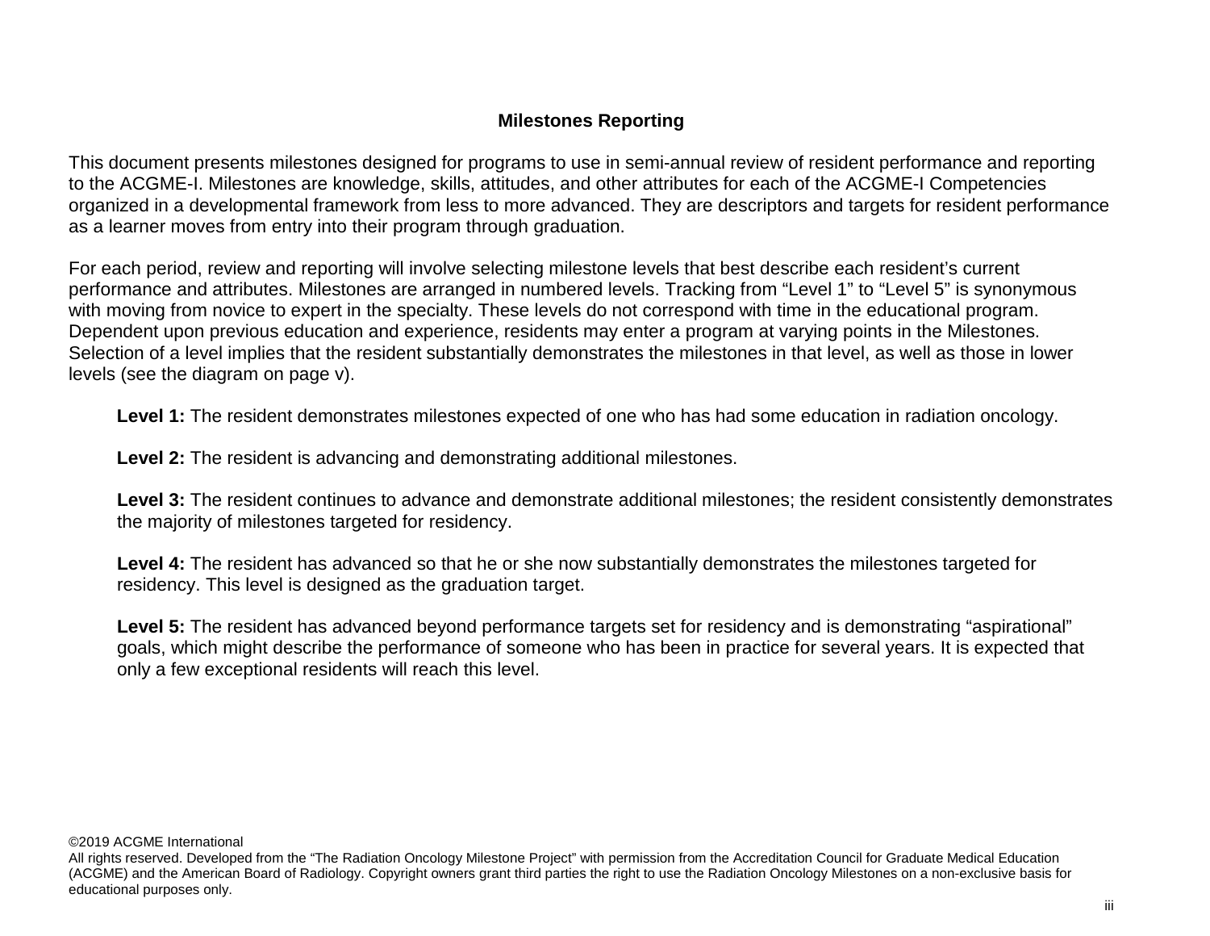## Milestones Reporting

This document presents milestones designed for programs to use in semi-annual review of resident performance and reporting to the ACGME-I. Milestones are knowledge, skills, attitudes, and other attributes for each of the ACGME-I Competencies organized in a developmental framework from less to more advanced. They are descriptors and targets for resident performance as a learner moves from entry into their program through graduation.

For each period, review and reporting will involve selecting milestone levels that best describe each resident's current performance and attributes. Milestones are arranged in numbered levels. Tracking from "Level 1" to "Level 5" is synonymous with moving from novice to expert in the specialty. These levels do not correspond with time in the educational program. Dependent upon previous education and experience, residents may enter a program at varying points in the Milestones. Selection of a level implies that the resident substantially demonstrates the milestones in that level, as well as those in lower levels (see the diagram on page v).

**Level 1:** The resident demonstrates milestones expected of one who has had some education in radiation oncology.

**Level 2:** The resident is advancing and demonstrating additional milestones.

**Level 3:** The resident continues to advance and demonstrate additional milestones; the resident consistently demonstrates the majority of milestones targeted for residency.

**Level 4:** The resident has advanced so that he or she now substantially demonstrates the milestones targeted for residency. This level is designed as the graduation target.

**Level 5:** The resident has advanced beyond performance targets set for residency and is demonstrating "aspirational" goals, which might describe the performance of someone who has been in practice for several years. It is expected that only a few exceptional residents will reach this level.

©2019 ACGME International
All rights reserved. Developed from the "The Radiation Oncology Milestone Project" with permission from the Accreditation Council for Graduate Medical Education (ACGME) and the American Board of Radiology. Copyright owners grant third parties the right to use the Radiation Oncology Milestones on a non-exclusive basis for educational purposes only.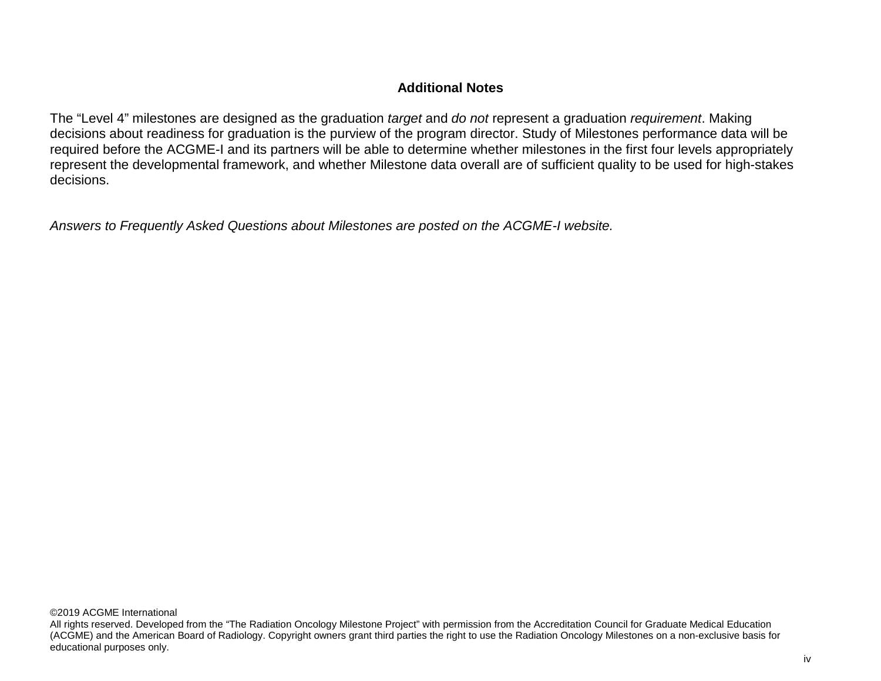## Additional Notes

The “Level 4” milestones are designed as the graduation *target* and *do not* represent a graduation *requirement*. Making decisions about readiness for graduation is the purview of the program director. Study of Milestones performance data will be required before the ACGME-I and its partners will be able to determine whether milestones in the first four levels appropriately represent the developmental framework, and whether Milestone data overall are of sufficient quality to be used for high-stakes decisions.

*Answers to Frequently Asked Questions about Milestones are posted on the ACGME-I website.*

©2019 ACGME International
All rights reserved. Developed from the “The Radiation Oncology Milestone Project” with permission from the Accreditation Council for Graduate Medical Education (ACGME) and the American Board of Radiology. Copyright owners grant third parties the right to use the Radiation Oncology Milestones on a non-exclusive basis for educational purposes only.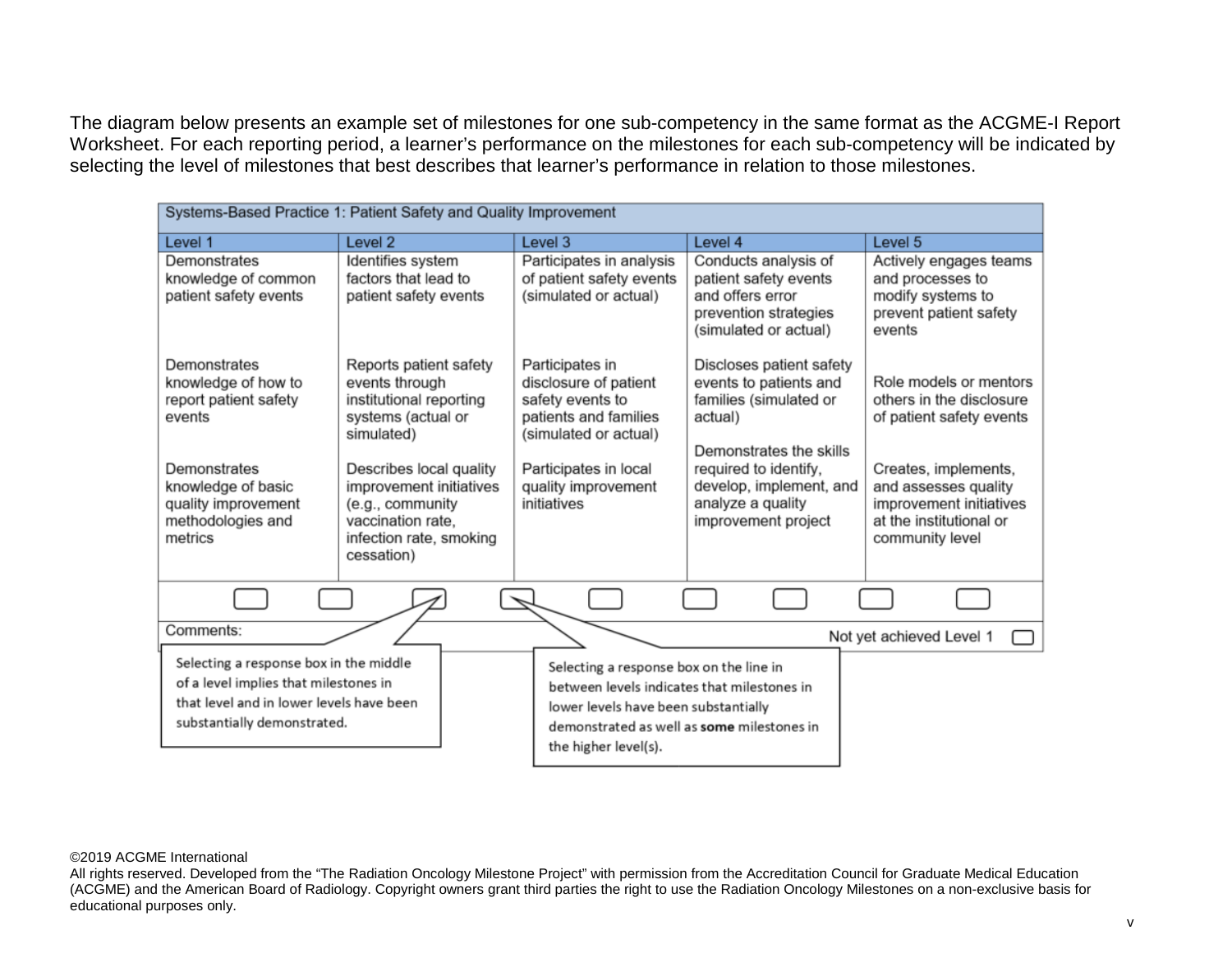The diagram below presents an example set of milestones for one sub-competency in the same format as the ACGME-I Report Worksheet. For each reporting period, a learner's performance on the milestones for each sub-competency will be indicated by selecting the level of milestones that best describes that learner's performance in relation to those milestones.

| Systems-Based Practice 1: Patient Safety and Quality Improvement | | | | |
|---|---|---|---|---|
| **Level 1** | **Level 2** | **Level 3** | **Level 4** | **Level 5** |
| Demonstrates knowledge of common patient safety events | Identifies system factors that lead to patient safety events | Participates in analysis of patient safety events (simulated or actual) | Conducts analysis of patient safety events and offers error prevention strategies (simulated or actual) | Actively engages teams and processes to modify systems to prevent patient safety events |
| Demonstrates knowledge of how to report patient safety events | Reports patient safety events through institutional reporting systems (actual or simulated) | Participates in disclosure of patient safety events to patients and families (simulated or actual) | Discloses patient safety events to patients and families (simulated or actual) | Role models or mentors others in the disclosure of patient safety events |
| Demonstrates knowledge of basic quality improvement methodologies and metrics | Describes local quality improvement initiatives (e.g., community vaccination rate, infection rate, smoking cessation) | Participates in local quality improvement initiatives | Demonstrates the skills required to identify, develop, implement, and analyze a quality improvement project | Creates, implements, and assesses quality improvement initiatives at the institutional or community level |

Comments:

Not yet achieved Level 1

Selecting a response box in the middle of a level implies that milestones in that level and in lower levels have been substantially demonstrated.

Selecting a response box on the line in between levels indicates that milestones in lower levels have been substantially demonstrated as well as **some** milestones in the higher level(s).

©2019 ACGME International

All rights reserved. Developed from the "The Radiation Oncology Milestone Project" with permission from the Accreditation Council for Graduate Medical Education (ACGME) and the American Board of Radiology. Copyright owners grant third parties the right to use the Radiation Oncology Milestones on a non-exclusive basis for educational purposes only.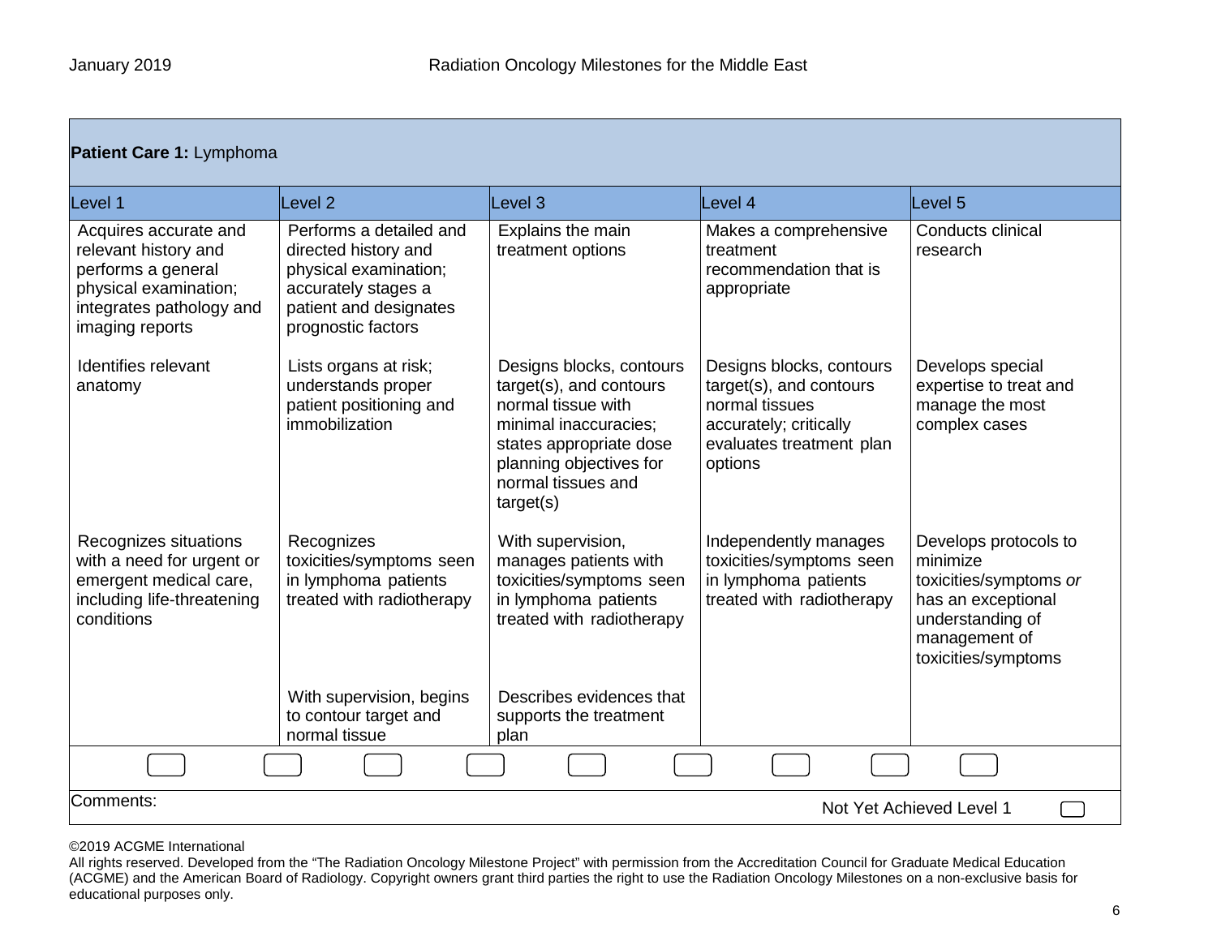| **Patient Care 1:** Lymphoma | | | | |
|---|---|---|---|---|
| Level 1 | Level 2 | Level 3 | Level 4 | Level 5 |
| Acquires accurate and relevant history and performs a general physical examination; integrates pathology and imaging reports | Performs a detailed and directed history and physical examination; accurately stages a patient and designates prognostic factors | Explains the main treatment options | Makes a comprehensive treatment recommendation that is appropriate | Conducts clinical research |
| Identifies relevant anatomy | Lists organs at risk; understands proper patient positioning and immobilization | Designs blocks, contours target(s), and contours normal tissue with minimal inaccuracies; states appropriate dose planning objectives for normal tissues and target(s) | Designs blocks, contours target(s), and contours normal tissues accurately; critically evaluates treatment plan options | Develops special expertise to treat and manage the most complex cases |
| Recognizes situations with a need for urgent or emergent medical care, including life-threatening conditions | Recognizes toxicities/symptoms seen in lymphoma patients treated with radiotherapy | With supervision, manages patients with toxicities/symptoms seen in lymphoma patients treated with radiotherapy | Independently manages toxicities/symptoms seen in lymphoma patients treated with radiotherapy | Develops protocols to minimize toxicities/symptoms *or* has an exceptional understanding of management of toxicities/symptoms |
| | With supervision, begins to contour target and normal tissue | Describes evidences that supports the treatment plan | | |

Comments:

Not Yet Achieved Level 1

©2019 ACGME International
All rights reserved. Developed from the "The Radiation Oncology Milestone Project" with permission from the Accreditation Council for Graduate Medical Education (ACGME) and the American Board of Radiology. Copyright owners grant third parties the right to use the Radiation Oncology Milestones on a non-exclusive basis for educational purposes only.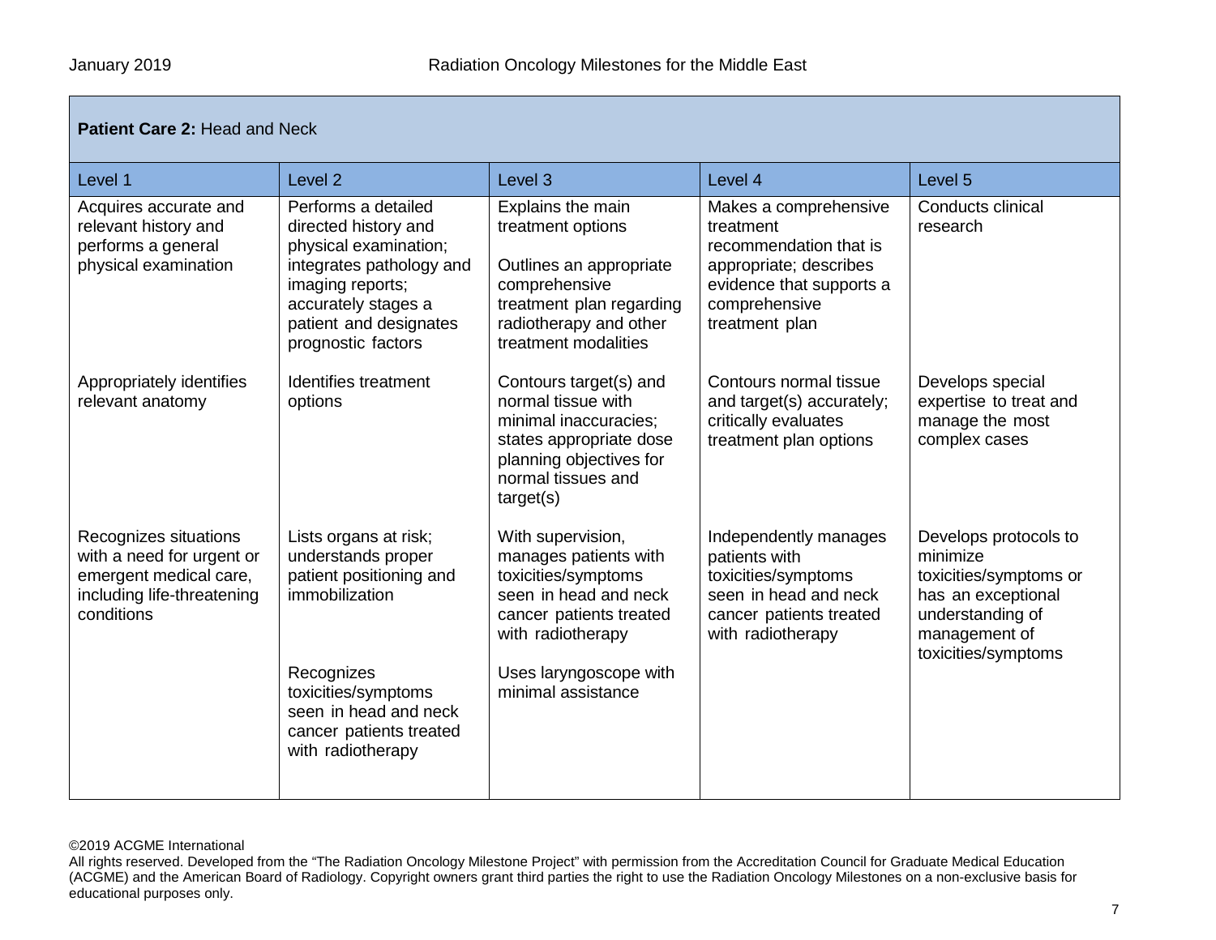| **Patient Care 2:** Head and Neck | | | | |
|---|---|---|---|---|
| Level 1 | Level 2 | Level 3 | Level 4 | Level 5 |
| Acquires accurate and relevant history and performs a general physical examination | Performs a detailed directed history and physical examination; integrates pathology and imaging reports; accurately stages a patient and designates prognostic factors | Explains the main treatment options<br><br>Outlines an appropriate comprehensive treatment plan regarding radiotherapy and other treatment modalities | Makes a comprehensive treatment recommendation that is appropriate; describes evidence that supports a comprehensive treatment plan | Conducts clinical research |
| Appropriately identifies relevant anatomy | Identifies treatment options | Contours target(s) and normal tissue with minimal inaccuracies; states appropriate dose planning objectives for normal tissues and target(s) | Contours normal tissue and target(s) accurately; critically evaluates treatment plan options | Develops special expertise to treat and manage the most complex cases |
| Recognizes situations with a need for urgent or emergent medical care, including life-threatening conditions | Lists organs at risk; understands proper patient positioning and immobilization<br><br>Recognizes toxicities/symptoms seen in head and neck cancer patients treated with radiotherapy | With supervision, manages patients with toxicities/symptoms seen in head and neck cancer patients treated with radiotherapy<br><br>Uses laryngoscope with minimal assistance | Independently manages patients with toxicities/symptoms seen in head and neck cancer patients treated with radiotherapy | Develops protocols to minimize toxicities/symptoms or has an exceptional understanding of management of toxicities/symptoms |

©2019 ACGME International
All rights reserved. Developed from the “The Radiation Oncology Milestone Project” with permission from the Accreditation Council for Graduate Medical Education (ACGME) and the American Board of Radiology. Copyright owners grant third parties the right to use the Radiation Oncology Milestones on a non-exclusive basis for educational purposes only.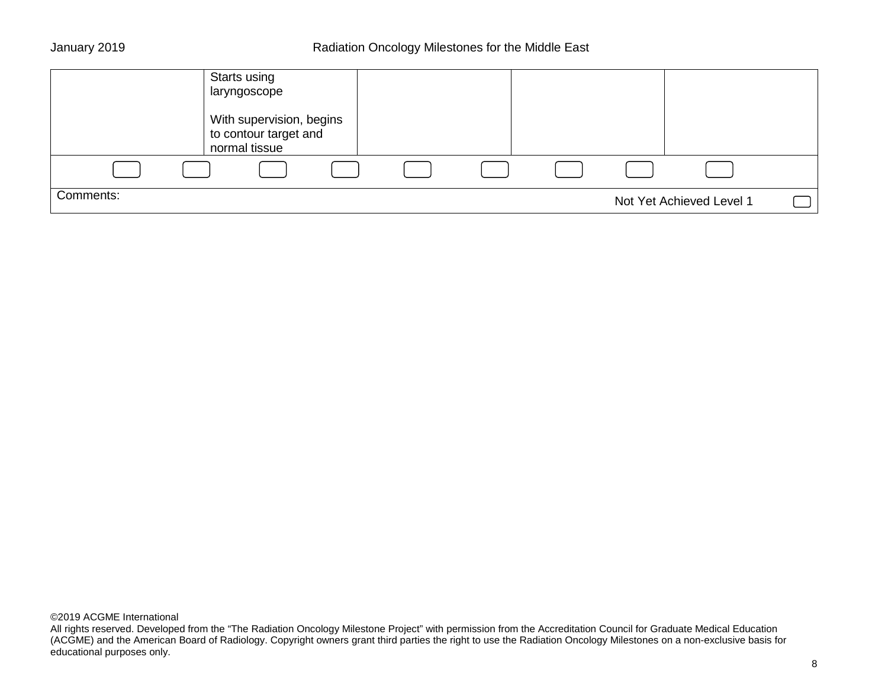| | | | | |
|---|---|---|---|---|
| | Starts using laryngoscope<br><br>With supervision, begins to contour target and normal tissue | | | |
| ☐ ☐ | ☐ ☐ | ☐ ☐ | ☐ ☐ | ☐ |
| Comments: | | | Not Yet Achieved Level 1 ☐ | |

©2019 ACGME International
All rights reserved. Developed from the “The Radiation Oncology Milestone Project” with permission from the Accreditation Council for Graduate Medical Education (ACGME) and the American Board of Radiology. Copyright owners grant third parties the right to use the Radiation Oncology Milestones on a non-exclusive basis for educational purposes only.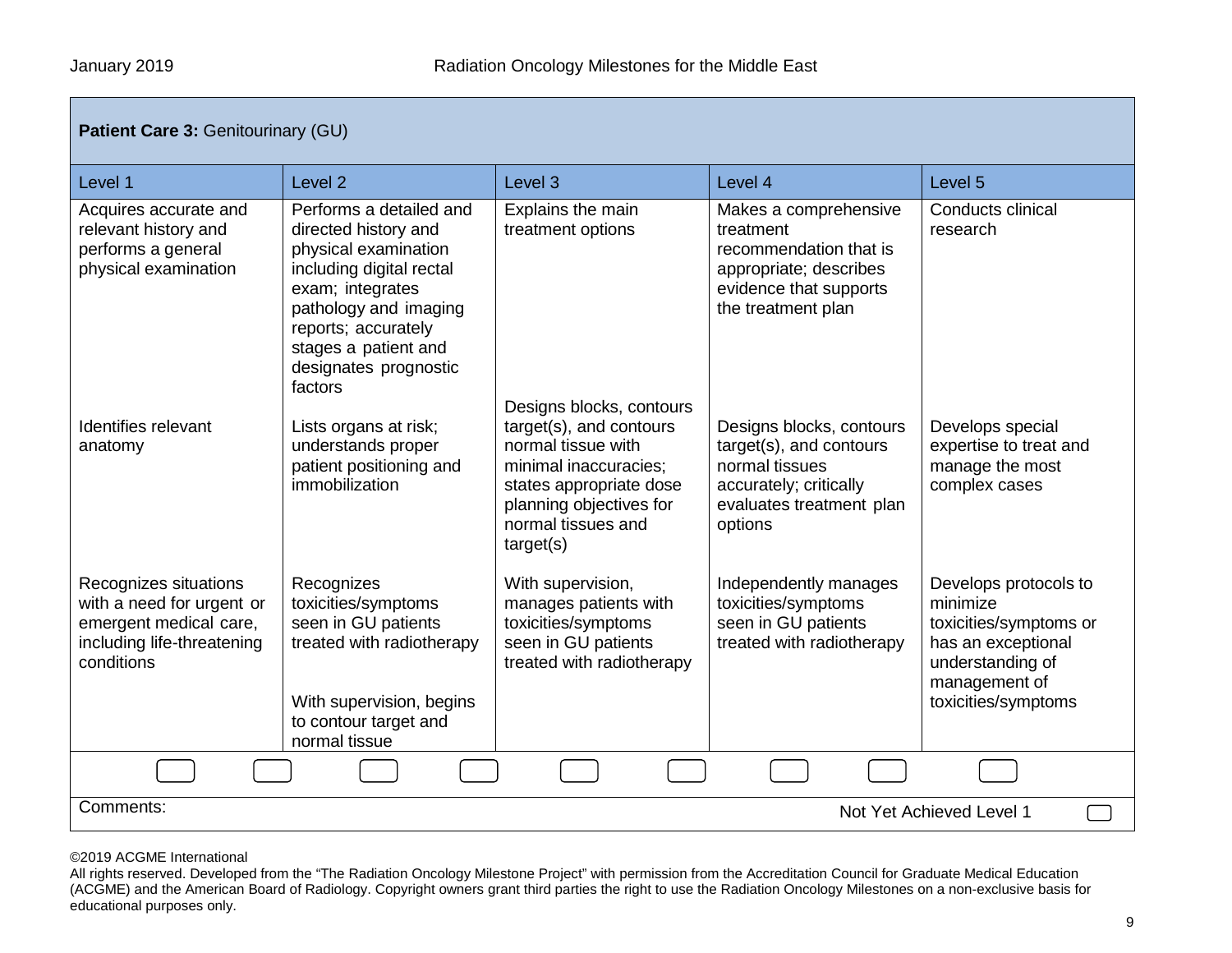**Patient Care 3:** Genitourinary (GU)

| Level 1 | Level 2 | Level 3 | Level 4 | Level 5 |
|---|---|---|---|---|
| Acquires accurate and relevant history and performs a general physical examination | Performs a detailed and directed history and physical examination including digital rectal exam; integrates pathology and imaging reports; accurately stages a patient and designates prognostic factors | Explains the main treatment options | Makes a comprehensive treatment recommendation that is appropriate; describes evidence that supports the treatment plan | Conducts clinical research |
| Identifies relevant anatomy | Lists organs at risk; understands proper patient positioning and immobilization | Designs blocks, contours target(s), and contours normal tissue with minimal inaccuracies; states appropriate dose planning objectives for normal tissues and target(s) | Designs blocks, contours target(s), and contours normal tissues accurately; critically evaluates treatment plan options | Develops special expertise to treat and manage the most complex cases |
| Recognizes situations with a need for urgent or emergent medical care, including life-threatening conditions | Recognizes toxicities/symptoms seen in GU patients treated with radiotherapy<br><br>With supervision, begins to contour target and normal tissue | With supervision, manages patients with toxicities/symptoms seen in GU patients treated with radiotherapy | Independently manages toxicities/symptoms seen in GU patients treated with radiotherapy | Develops protocols to minimize toxicities/symptoms or has an exceptional understanding of management of toxicities/symptoms |

Comments:

Not Yet Achieved Level 1 ☐

©2019 ACGME International
All rights reserved. Developed from the "The Radiation Oncology Milestone Project" with permission from the Accreditation Council for Graduate Medical Education (ACGME) and the American Board of Radiology. Copyright owners grant third parties the right to use the Radiation Oncology Milestones on a non-exclusive basis for educational purposes only.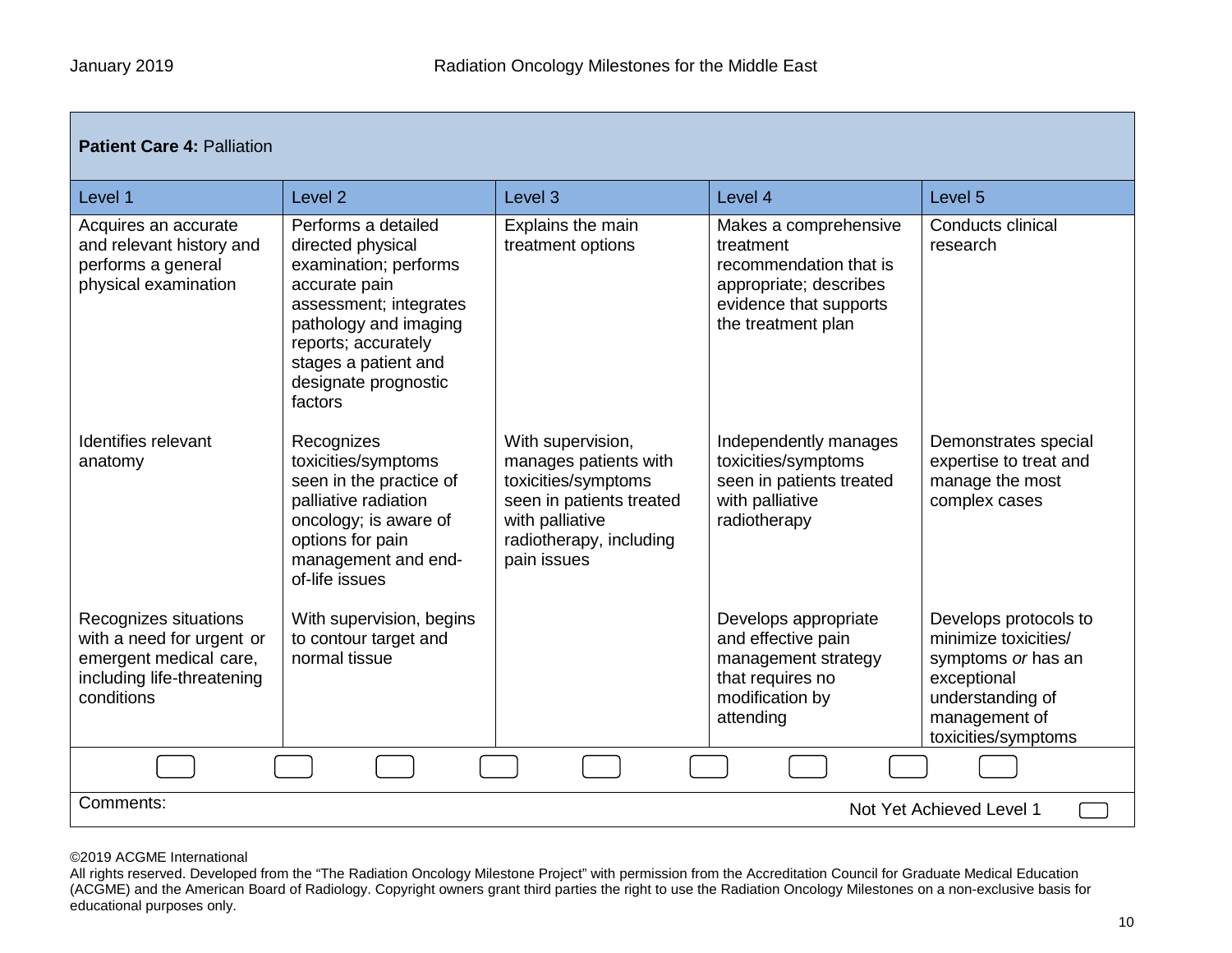| **Patient Care 4:** Palliation | | | | |
|---|---|---|---|---|
| Level 1 | Level 2 | Level 3 | Level 4 | Level 5 |
| Acquires an accurate and relevant history and performs a general physical examination | Performs a detailed directed physical examination; performs accurate pain assessment; integrates pathology and imaging reports; accurately stages a patient and designate prognostic factors | Explains the main treatment options | Makes a comprehensive treatment recommendation that is appropriate; describes evidence that supports the treatment plan | Conducts clinical research |
| Identifies relevant anatomy | Recognizes toxicities/symptoms seen in the practice of palliative radiation oncology; is aware of options for pain management and end-of-life issues | With supervision, manages patients with toxicities/symptoms seen in patients treated with palliative radiotherapy, including pain issues | Independently manages toxicities/symptoms seen in patients treated with palliative radiotherapy | Demonstrates special expertise to treat and manage the most complex cases |
| Recognizes situations with a need for urgent or emergent medical care, including life-threatening conditions | With supervision, begins to contour target and normal tissue | | Develops appropriate and effective pain management strategy that requires no modification by attending | Develops protocols to minimize toxicities/ symptoms *or* has an exceptional understanding of management of toxicities/symptoms |

Comments:

Not Yet Achieved Level 1

©2019 ACGME International

All rights reserved. Developed from the "The Radiation Oncology Milestone Project" with permission from the Accreditation Council for Graduate Medical Education (ACGME) and the American Board of Radiology. Copyright owners grant third parties the right to use the Radiation Oncology Milestones on a non-exclusive basis for educational purposes only.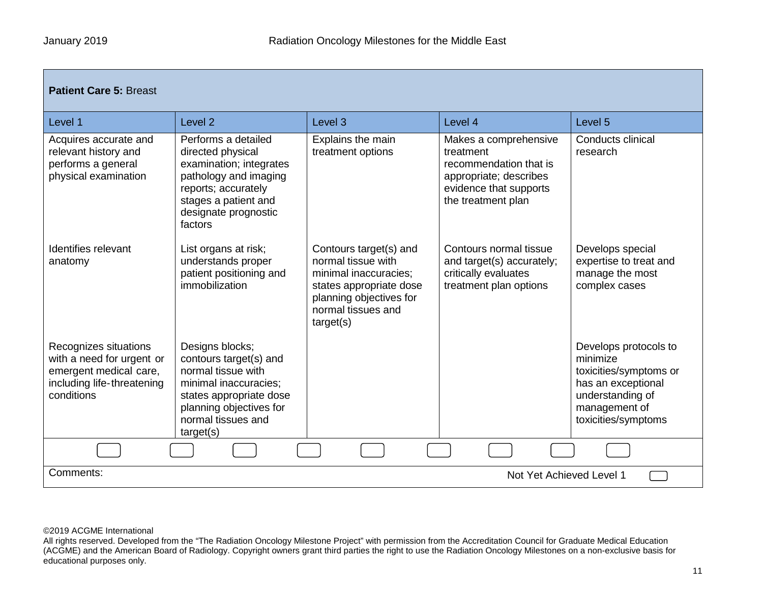**Patient Care 5:** Breast

| Level 1 | Level 2 | Level 3 | Level 4 | Level 5 |
|---|---|---|---|---|
| Acquires accurate and relevant history and performs a general physical examination | Performs a detailed directed physical examination; integrates pathology and imaging reports; accurately stages a patient and designate prognostic factors | Explains the main treatment options | Makes a comprehensive treatment recommendation that is appropriate; describes evidence that supports the treatment plan | Conducts clinical research |
| Identifies relevant anatomy | List organs at risk; understands proper patient positioning and immobilization | Contours target(s) and normal tissue with minimal inaccuracies; states appropriate dose planning objectives for normal tissues and target(s) | Contours normal tissue and target(s) accurately; critically evaluates treatment plan options | Develops special expertise to treat and manage the most complex cases |
| Recognizes situations with a need for urgent or emergent medical care, including life-threatening conditions | Designs blocks; contours target(s) and normal tissue with minimal inaccuracies; states appropriate dose planning objectives for normal tissues and target(s) | | | Develops protocols to minimize toxicities/symptoms or has an exceptional understanding of management of toxicities/symptoms |

Comments:

Not Yet Achieved Level 1

©2019 ACGME International
All rights reserved. Developed from the "The Radiation Oncology Milestone Project" with permission from the Accreditation Council for Graduate Medical Education (ACGME) and the American Board of Radiology. Copyright owners grant third parties the right to use the Radiation Oncology Milestones on a non-exclusive basis for educational purposes only.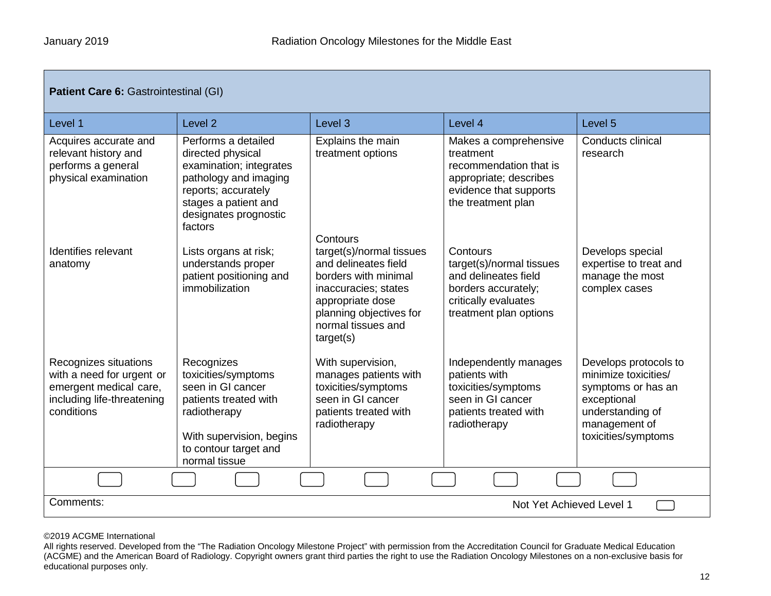| **Patient Care 6:** Gastrointestinal (GI) | | | | |
|---|---|---|---|---|
| Level 1 | Level 2 | Level 3 | Level 4 | Level 5 |
| Acquires accurate and relevant history and performs a general physical examination | Performs a detailed directed physical examination; integrates pathology and imaging reports; accurately stages a patient and designates prognostic factors | Explains the main treatment options | Makes a comprehensive treatment recommendation that is appropriate; describes evidence that supports the treatment plan | Conducts clinical research |
| Identifies relevant anatomy | Lists organs at risk; understands proper patient positioning and immobilization | Contours target(s)/normal tissues and delineates field borders with minimal inaccuracies; states appropriate dose planning objectives for normal tissues and target(s) | Contours target(s)/normal tissues and delineates field borders accurately; critically evaluates treatment plan options | Develops special expertise to treat and manage the most complex cases |
| Recognizes situations with a need for urgent or emergent medical care, including life-threatening conditions | Recognizes toxicities/symptoms seen in GI cancer patients treated with radiotherapy<br><br>With supervision, begins to contour target and normal tissue | With supervision, manages patients with toxicities/symptoms seen in GI cancer patients treated with radiotherapy | Independently manages patients with toxicities/symptoms seen in GI cancer patients treated with radiotherapy | Develops protocols to minimize toxicities/ symptoms or has an exceptional understanding of management of toxicities/symptoms |

Comments:

Not Yet Achieved Level 1

©2019 ACGME International

All rights reserved. Developed from the "The Radiation Oncology Milestone Project" with permission from the Accreditation Council for Graduate Medical Education (ACGME) and the American Board of Radiology. Copyright owners grant third parties the right to use the Radiation Oncology Milestones on a non-exclusive basis for educational purposes only.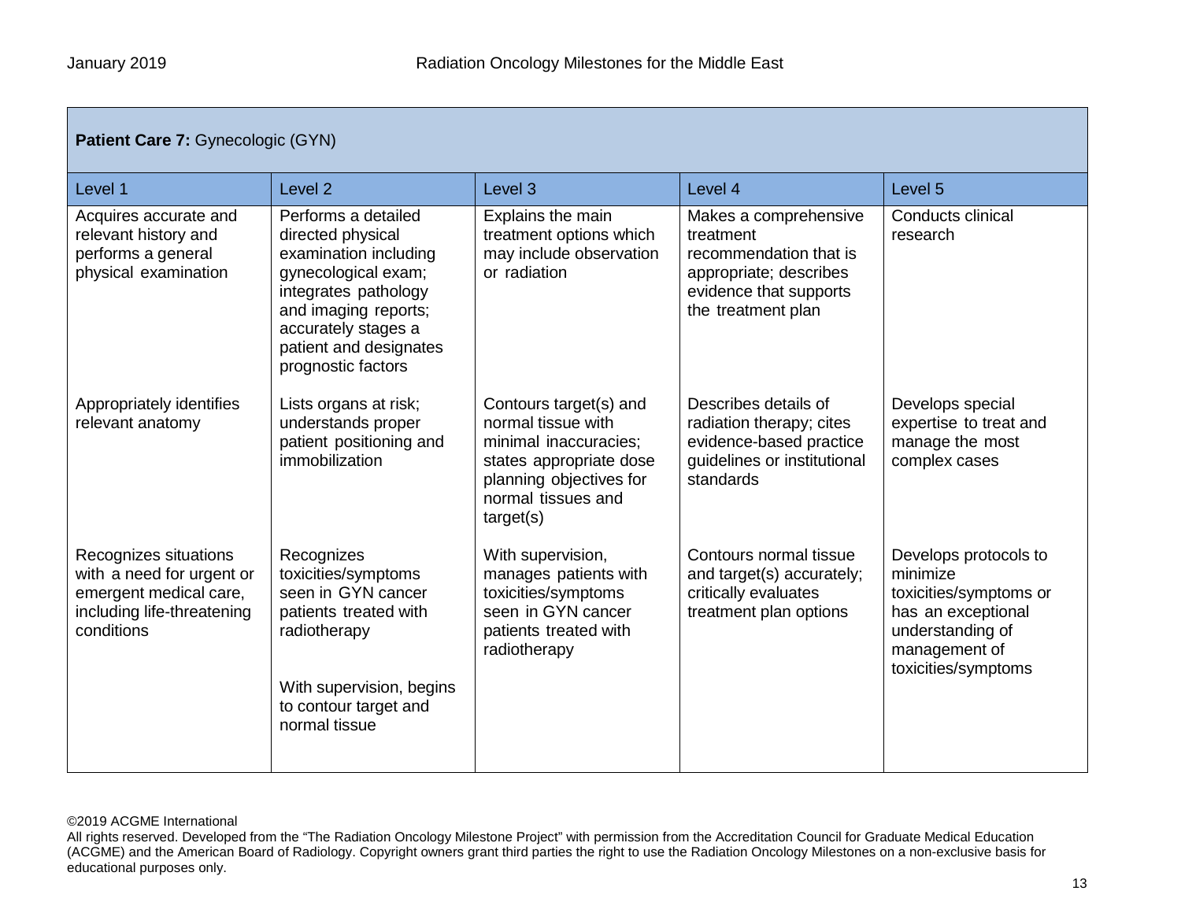| **Patient Care 7:** Gynecologic (GYN) | | | | |
|---|---|---|---|---|
| Level 1 | Level 2 | Level 3 | Level 4 | Level 5 |
| Acquires accurate and relevant history and performs a general physical examination | Performs a detailed directed physical examination including gynecological exam; integrates pathology and imaging reports; accurately stages a patient and designates prognostic factors | Explains the main treatment options which may include observation or radiation | Makes a comprehensive treatment recommendation that is appropriate; describes evidence that supports the treatment plan | Conducts clinical research |
| Appropriately identifies relevant anatomy | Lists organs at risk; understands proper patient positioning and immobilization | Contours target(s) and normal tissue with minimal inaccuracies; states appropriate dose planning objectives for normal tissues and target(s) | Describes details of radiation therapy; cites evidence-based practice guidelines or institutional standards | Develops special expertise to treat and manage the most complex cases |
| Recognizes situations with a need for urgent or emergent medical care, including life-threatening conditions | Recognizes toxicities/symptoms seen in GYN cancer patients treated with radiotherapy<br><br>With supervision, begins to contour target and normal tissue | With supervision, manages patients with toxicities/symptoms seen in GYN cancer patients treated with radiotherapy | Contours normal tissue and target(s) accurately; critically evaluates treatment plan options | Develops protocols to minimize toxicities/symptoms or has an exceptional understanding of management of toxicities/symptoms |

©2019 ACGME International
All rights reserved. Developed from the "The Radiation Oncology Milestone Project" with permission from the Accreditation Council for Graduate Medical Education (ACGME) and the American Board of Radiology. Copyright owners grant third parties the right to use the Radiation Oncology Milestones on a non-exclusive basis for educational purposes only.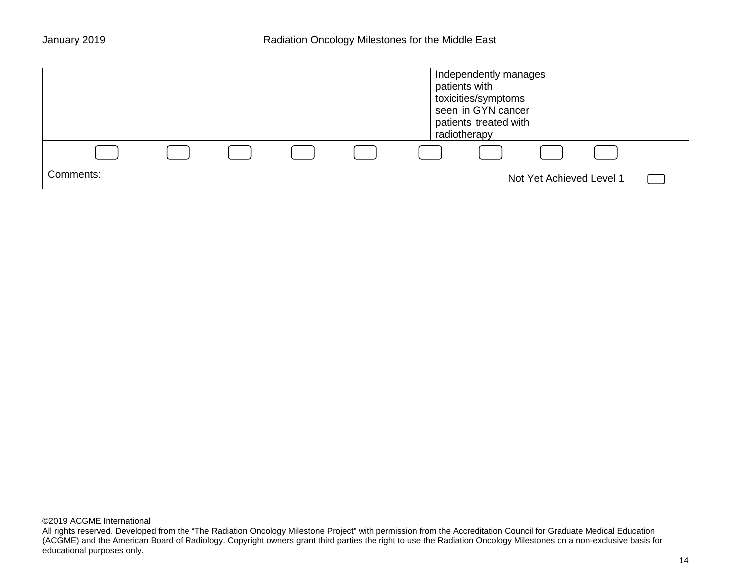| | | | | |
|---|---|---|---|---|
| | | | Independently manages patients with toxicities/symptoms seen in GYN cancer patients treated with radiotherapy | |
| ☐ | ☐ ☐ | ☐ ☐ | ☐ ☐ | ☐ ☐ |
| Comments: | | | Not Yet Achieved Level 1 ☐ | |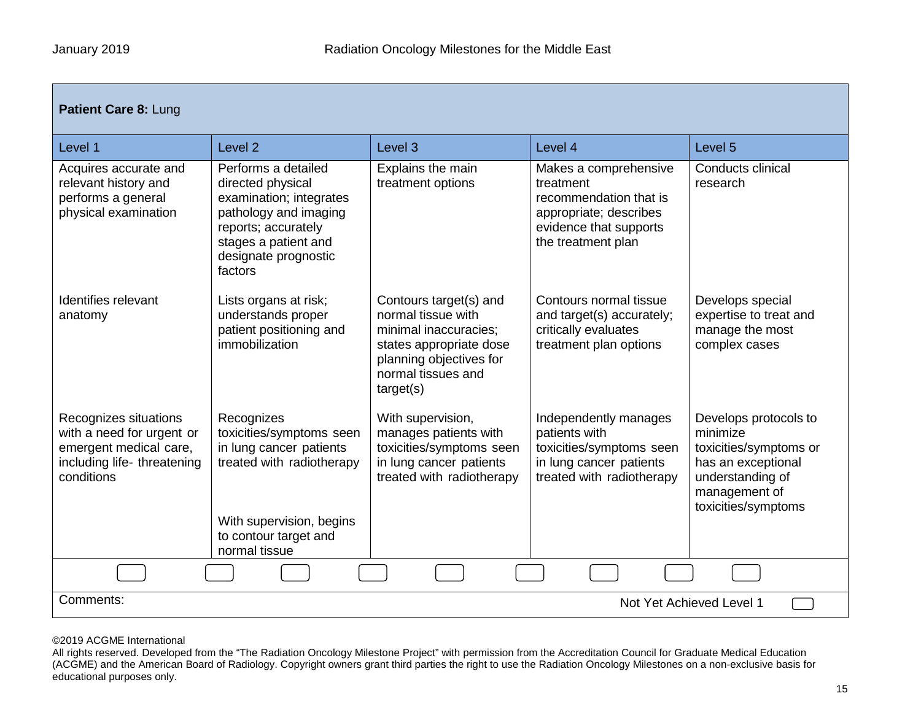| **Patient Care 8:** Lung | | | | |
|---|---|---|---|---|
| Level 1 | Level 2 | Level 3 | Level 4 | Level 5 |
| Acquires accurate and relevant history and performs a general physical examination | Performs a detailed directed physical examination; integrates pathology and imaging reports; accurately stages a patient and designate prognostic factors | Explains the main treatment options | Makes a comprehensive treatment recommendation that is appropriate; describes evidence that supports the treatment plan | Conducts clinical research |
| Identifies relevant anatomy | Lists organs at risk; understands proper patient positioning and immobilization | Contours target(s) and normal tissue with minimal inaccuracies; states appropriate dose planning objectives for normal tissues and target(s) | Contours normal tissue and target(s) accurately; critically evaluates treatment plan options | Develops special expertise to treat and manage the most complex cases |
| Recognizes situations with a need for urgent or emergent medical care, including life- threatening conditions | Recognizes toxicities/symptoms seen in lung cancer patients treated with radiotherapy<br><br>With supervision, begins to contour target and normal tissue | With supervision, manages patients with toxicities/symptoms seen in lung cancer patients treated with radiotherapy | Independently manages patients with toxicities/symptoms seen in lung cancer patients treated with radiotherapy | Develops protocols to minimize toxicities/symptoms or has an exceptional understanding of management of toxicities/symptoms |

Comments:

Not Yet Achieved Level 1

©2019 ACGME International
All rights reserved. Developed from the "The Radiation Oncology Milestone Project" with permission from the Accreditation Council for Graduate Medical Education (ACGME) and the American Board of Radiology. Copyright owners grant third parties the right to use the Radiation Oncology Milestones on a non-exclusive basis for educational purposes only.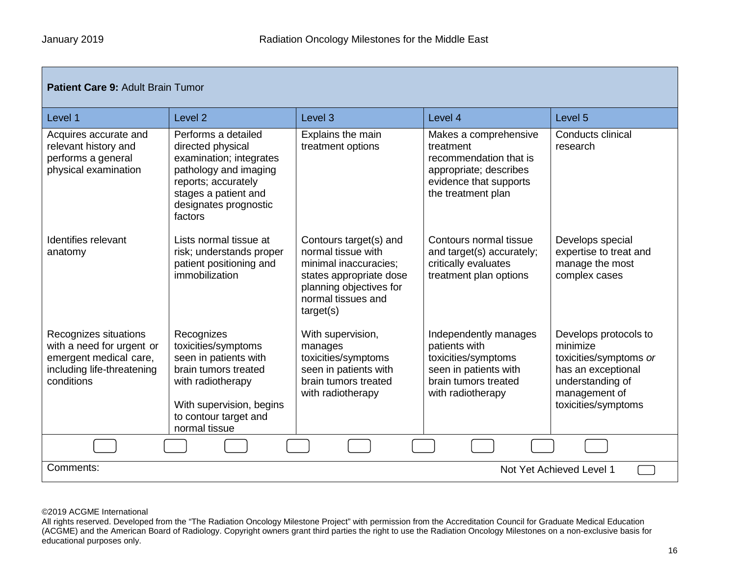| **Patient Care 9:** Adult Brain Tumor | | | | |
|---|---|---|---|---|
| Level 1 | Level 2 | Level 3 | Level 4 | Level 5 |
| Acquires accurate and relevant history and performs a general physical examination | Performs a detailed directed physical examination; integrates pathology and imaging reports; accurately stages a patient and designates prognostic factors | Explains the main treatment options | Makes a comprehensive treatment recommendation that is appropriate; describes evidence that supports the treatment plan | Conducts clinical research |
| Identifies relevant anatomy | Lists normal tissue at risk; understands proper patient positioning and immobilization | Contours target(s) and normal tissue with minimal inaccuracies; states appropriate dose planning objectives for normal tissues and target(s) | Contours normal tissue and target(s) accurately; critically evaluates treatment plan options | Develops special expertise to treat and manage the most complex cases |
| Recognizes situations with a need for urgent or emergent medical care, including life-threatening conditions | Recognizes toxicities/symptoms seen in patients with brain tumors treated with radiotherapy<br><br>With supervision, begins to contour target and normal tissue | With supervision, manages toxicities/symptoms seen in patients with brain tumors treated with radiotherapy | Independently manages patients with toxicities/symptoms seen in patients with brain tumors treated with radiotherapy | Develops protocols to minimize toxicities/symptoms *or* has an exceptional understanding of management of toxicities/symptoms |

Comments:

Not Yet Achieved Level 1

©2019 ACGME International
All rights reserved. Developed from the "The Radiation Oncology Milestone Project" with permission from the Accreditation Council for Graduate Medical Education (ACGME) and the American Board of Radiology. Copyright owners grant third parties the right to use the Radiation Oncology Milestones on a non-exclusive basis for educational purposes only.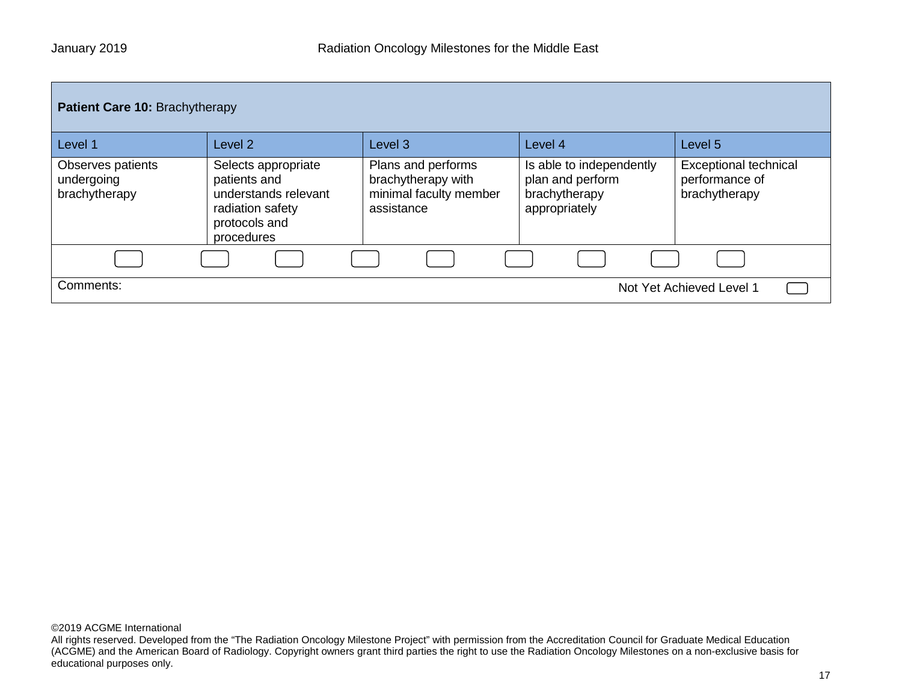**Patient Care 10:** Brachytherapy

| Level 1 | Level 2 | Level 3 | Level 4 | Level 5 |
|---|---|---|---|---|
| Observes patients undergoing brachytherapy | Selects appropriate patients and understands relevant radiation safety protocols and procedures | Plans and performs brachytherapy with minimal faculty member assistance | Is able to independently plan and perform brachytherapy appropriately | Exceptional technical performance of brachytherapy |

Comments:

Not Yet Achieved Level 1

©2019 ACGME International
All rights reserved. Developed from the "The Radiation Oncology Milestone Project" with permission from the Accreditation Council for Graduate Medical Education (ACGME) and the American Board of Radiology. Copyright owners grant third parties the right to use the Radiation Oncology Milestones on a non-exclusive basis for educational purposes only.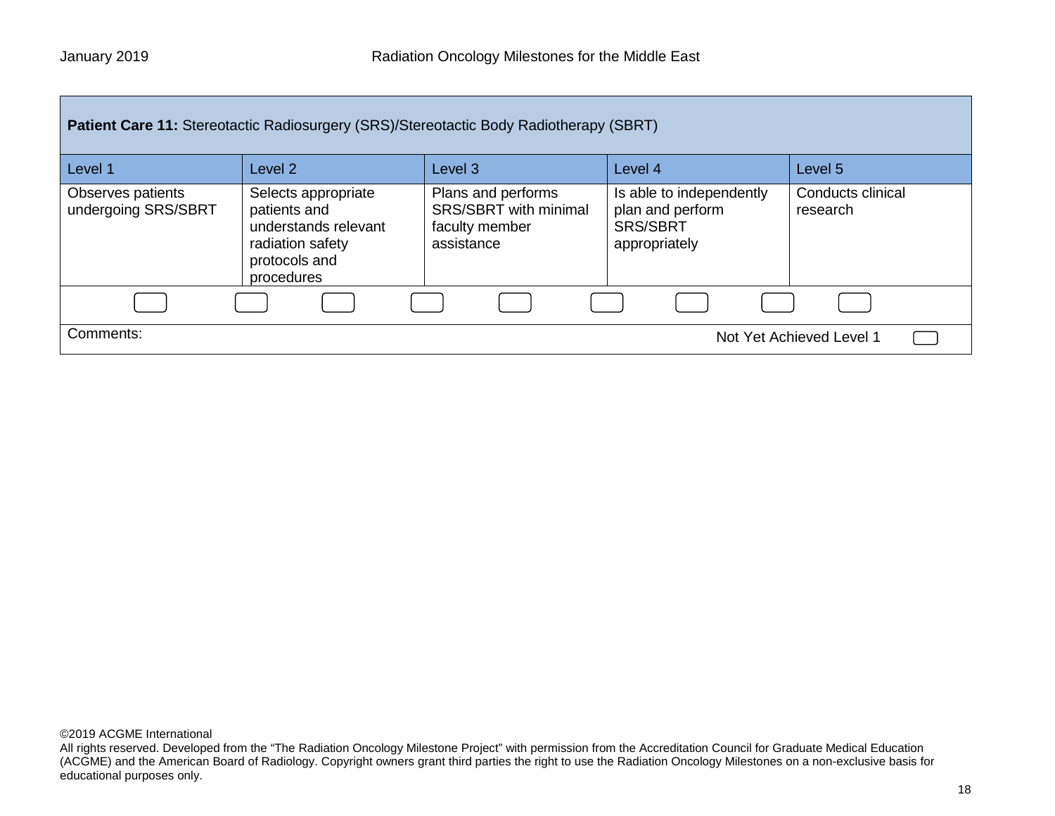**Patient Care 11:** Stereotactic Radiosurgery (SRS)/Stereotactic Body Radiotherapy (SBRT)

| Level 1 | Level 2 | Level 3 | Level 4 | Level 5 |
|---|---|---|---|---|
| Observes patients undergoing SRS/SBRT | Selects appropriate patients and understands relevant radiation safety protocols and procedures | Plans and performs SRS/SBRT with minimal faculty member assistance | Is able to independently plan and perform SRS/SBRT appropriately | Conducts clinical research |

Comments:

Not Yet Achieved Level 1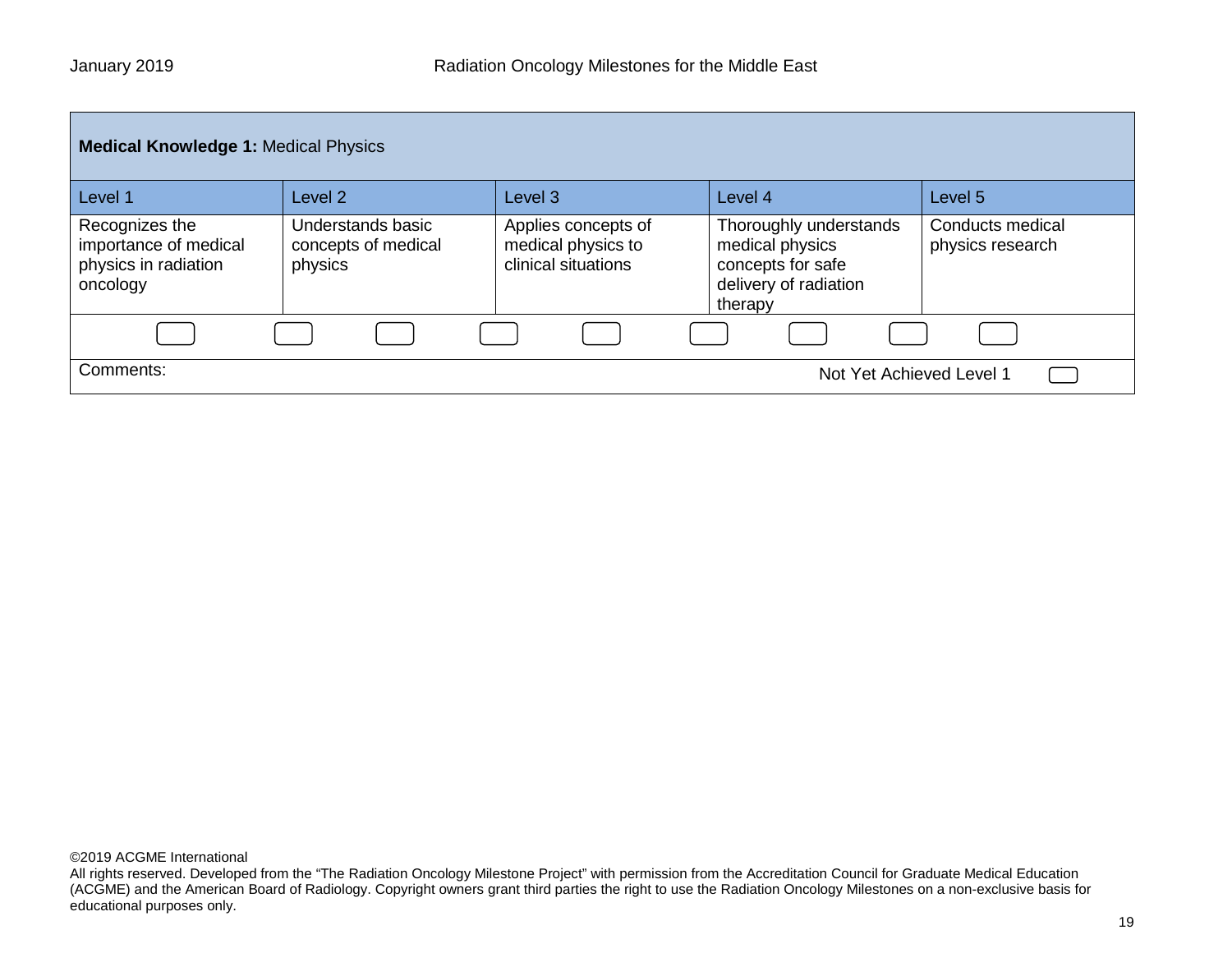**Medical Knowledge 1:** Medical Physics

| Level 1 | Level 2 | Level 3 | Level 4 | Level 5 |
|---|---|---|---|---|
| Recognizes the importance of medical physics in radiation oncology | Understands basic concepts of medical physics | Applies concepts of medical physics to clinical situations | Thoroughly understands medical physics concepts for safe delivery of radiation therapy | Conducts medical physics research |

Comments:

Not Yet Achieved Level 1

©2019 ACGME International
All rights reserved. Developed from the "The Radiation Oncology Milestone Project" with permission from the Accreditation Council for Graduate Medical Education (ACGME) and the American Board of Radiology. Copyright owners grant third parties the right to use the Radiation Oncology Milestones on a non-exclusive basis for educational purposes only.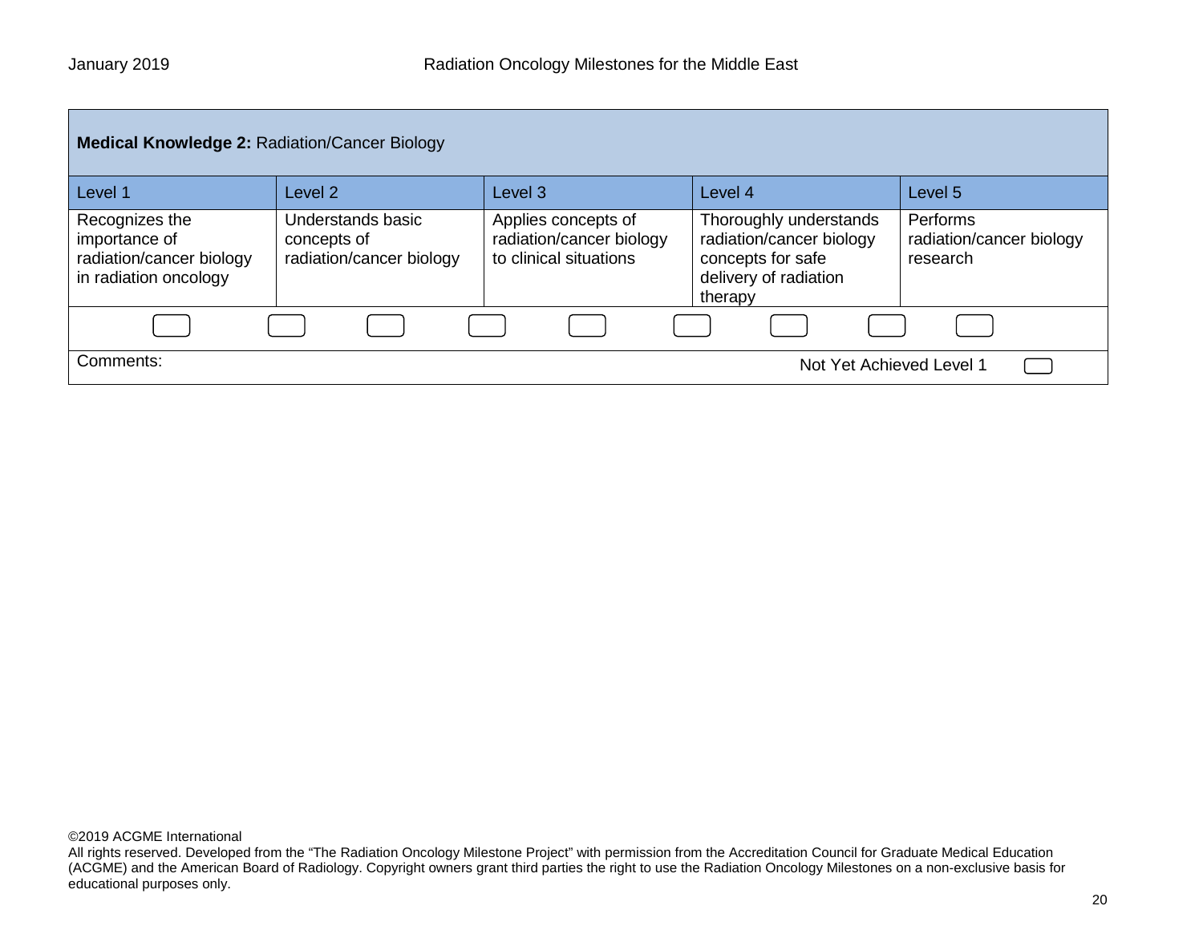| **Medical Knowledge 2:** Radiation/Cancer Biology | | | | |
|---|---|---|---|---|
| Level 1 | Level 2 | Level 3 | Level 4 | Level 5 |
| Recognizes the importance of radiation/cancer biology in radiation oncology | Understands basic concepts of radiation/cancer biology | Applies concepts of radiation/cancer biology to clinical situations | Thoroughly understands radiation/cancer biology concepts for safe delivery of radiation therapy | Performs radiation/cancer biology research |

Comments:

Not Yet Achieved Level 1

©2019 ACGME International
All rights reserved. Developed from the "The Radiation Oncology Milestone Project" with permission from the Accreditation Council for Graduate Medical Education (ACGME) and the American Board of Radiology. Copyright owners grant third parties the right to use the Radiation Oncology Milestones on a non-exclusive basis for educational purposes only.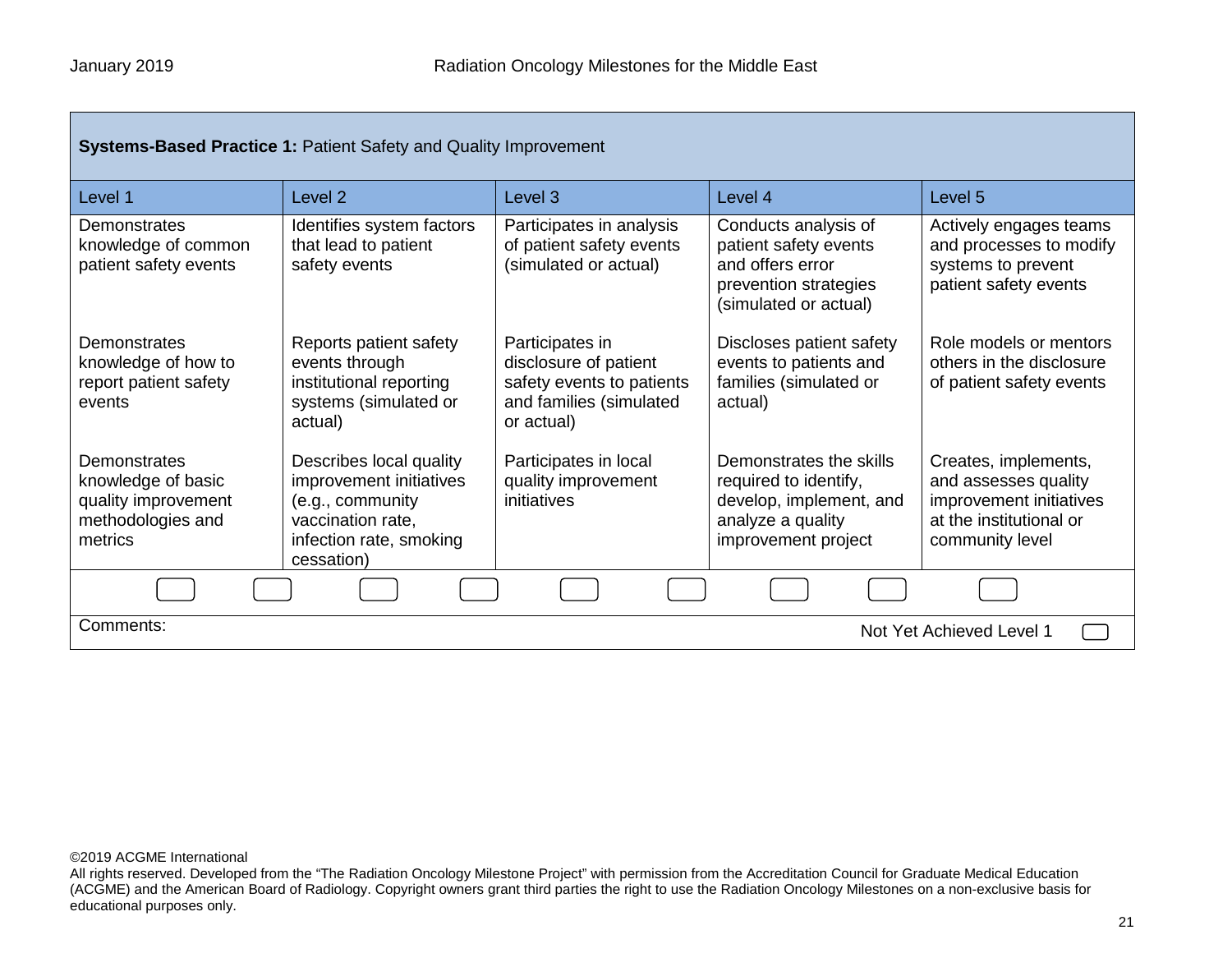**Systems-Based Practice 1:** Patient Safety and Quality Improvement

| Level 1 | Level 2 | Level 3 | Level 4 | Level 5 |
|---|---|---|---|---|
| Demonstrates knowledge of common patient safety events | Identifies system factors that lead to patient safety events | Participates in analysis of patient safety events (simulated or actual) | Conducts analysis of patient safety events and offers error prevention strategies (simulated or actual) | Actively engages teams and processes to modify systems to prevent patient safety events |
| Demonstrates knowledge of how to report patient safety events | Reports patient safety events through institutional reporting systems (simulated or actual) | Participates in disclosure of patient safety events to patients and families (simulated or actual) | Discloses patient safety events to patients and families (simulated or actual) | Role models or mentors others in the disclosure of patient safety events |
| Demonstrates knowledge of basic quality improvement methodologies and metrics | Describes local quality improvement initiatives (e.g., community vaccination rate, infection rate, smoking cessation) | Participates in local quality improvement initiatives | Demonstrates the skills required to identify, develop, implement, and analyze a quality improvement project | Creates, implements, and assesses quality improvement initiatives at the institutional or community level |

Comments:

Not Yet Achieved Level 1

©2019 ACGME International
All rights reserved. Developed from the "The Radiation Oncology Milestone Project" with permission from the Accreditation Council for Graduate Medical Education (ACGME) and the American Board of Radiology. Copyright owners grant third parties the right to use the Radiation Oncology Milestones on a non-exclusive basis for educational purposes only.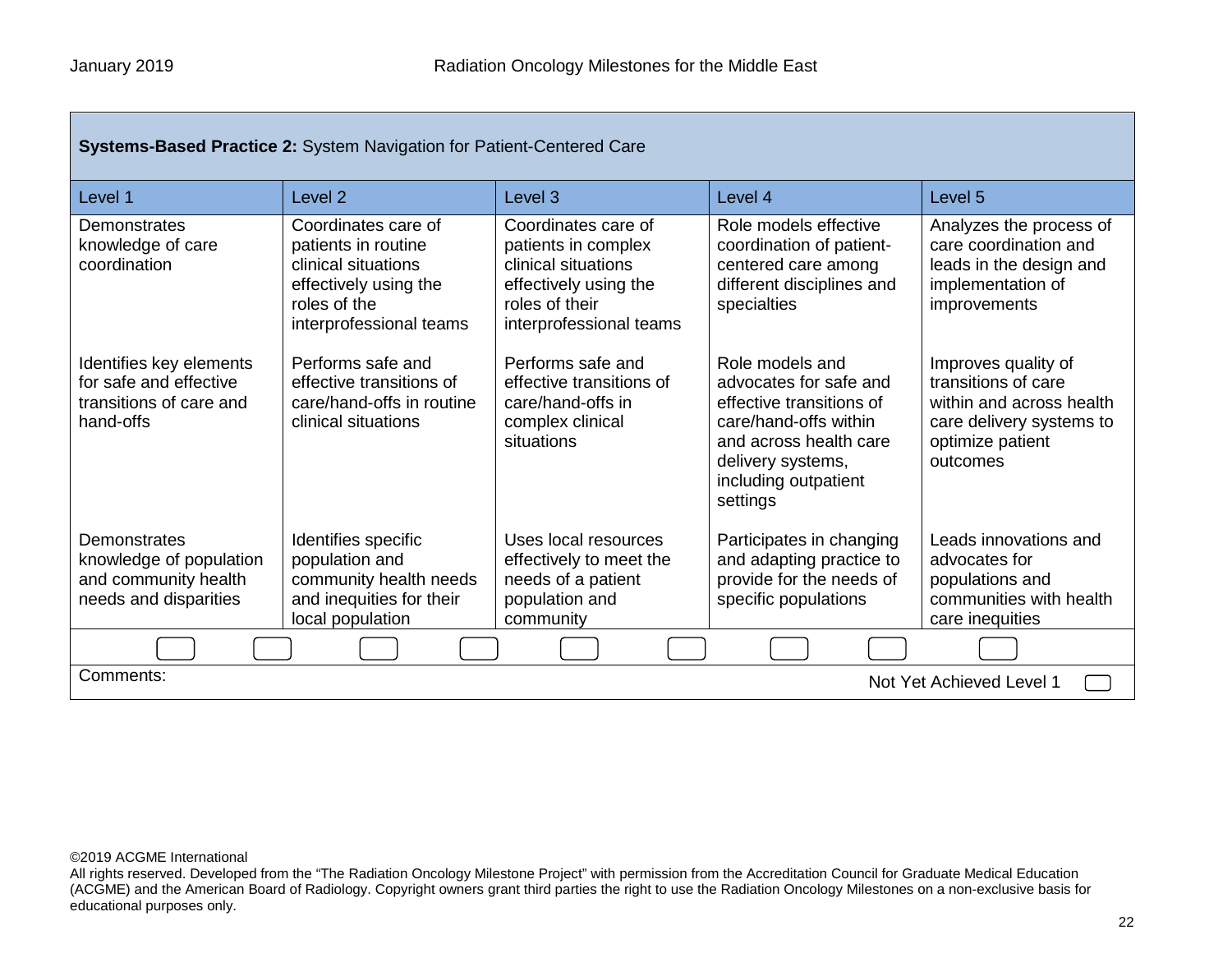**Systems-Based Practice 2:** System Navigation for Patient-Centered Care

| Level 1 | Level 2 | Level 3 | Level 4 | Level 5 |
|---|---|---|---|---|
| Demonstrates knowledge of care coordination | Coordinates care of patients in routine clinical situations effectively using the roles of the interprofessional teams | Coordinates care of patients in complex clinical situations effectively using the roles of their interprofessional teams | Role models effective coordination of patient-centered care among different disciplines and specialties | Analyzes the process of care coordination and leads in the design and implementation of improvements |
| Identifies key elements for safe and effective transitions of care and hand-offs | Performs safe and effective transitions of care/hand-offs in routine clinical situations | Performs safe and effective transitions of care/hand-offs in complex clinical situations | Role models and advocates for safe and effective transitions of care/hand-offs within and across health care delivery systems, including outpatient settings | Improves quality of transitions of care within and across health care delivery systems to optimize patient outcomes |
| Demonstrates knowledge of population and community health needs and disparities | Identifies specific population and community health needs and inequities for their local population | Uses local resources effectively to meet the needs of a patient population and community | Participates in changing and adapting practice to provide for the needs of specific populations | Leads innovations and advocates for populations and communities with health care inequities |

Comments:

Not Yet Achieved Level 1

©2019 ACGME International
All rights reserved. Developed from the "The Radiation Oncology Milestone Project" with permission from the Accreditation Council for Graduate Medical Education (ACGME) and the American Board of Radiology. Copyright owners grant third parties the right to use the Radiation Oncology Milestones on a non-exclusive basis for educational purposes only.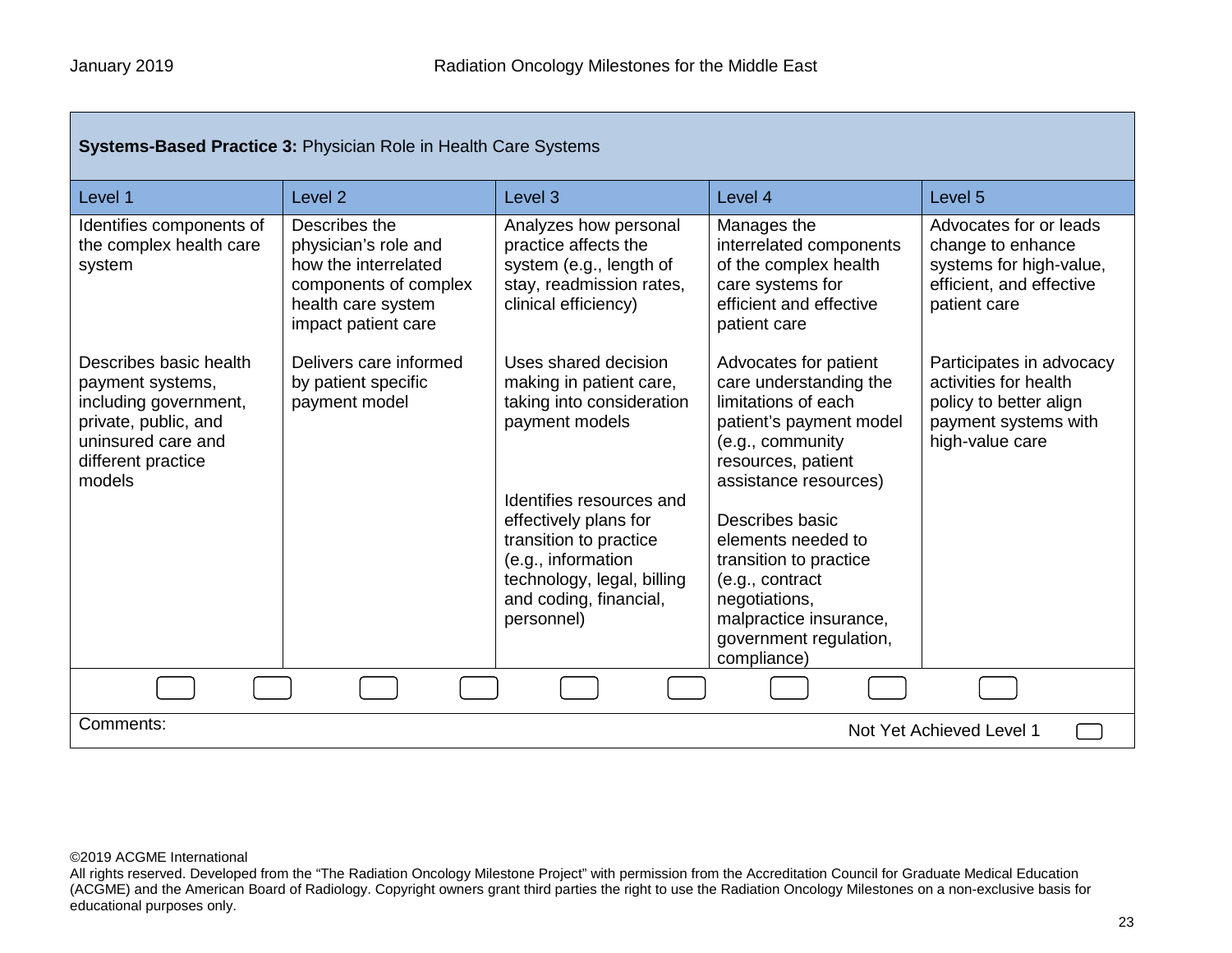| **Systems-Based Practice 3:** Physician Role in Health Care Systems | | | | |
|---|---|---|---|---|
| Level 1 | Level 2 | Level 3 | Level 4 | Level 5 |
| Identifies components of the complex health care system | Describes the physician's role and how the interrelated components of complex health care system impact patient care | Analyzes how personal practice affects the system (e.g., length of stay, readmission rates, clinical efficiency) | Manages the interrelated components of the complex health care systems for efficient and effective patient care | Advocates for or leads change to enhance systems for high-value, efficient, and effective patient care |
| Describes basic health payment systems, including government, private, public, and uninsured care and different practice models | Delivers care informed by patient specific payment model | Uses shared decision making in patient care, taking into consideration payment models | Advocates for patient care understanding the limitations of each patient's payment model (e.g., community resources, patient assistance resources) | Participates in advocacy activities for health policy to better align payment systems with high-value care |
| | | Identifies resources and effectively plans for transition to practice (e.g., information technology, legal, billing and coding, financial, personnel) | Describes basic elements needed to transition to practice (e.g., contract negotiations, malpractice insurance, government regulation, compliance) | |

Comments:

Not Yet Achieved Level 1

©2019 ACGME International
All rights reserved. Developed from the "The Radiation Oncology Milestone Project" with permission from the Accreditation Council for Graduate Medical Education (ACGME) and the American Board of Radiology. Copyright owners grant third parties the right to use the Radiation Oncology Milestones on a non-exclusive basis for educational purposes only.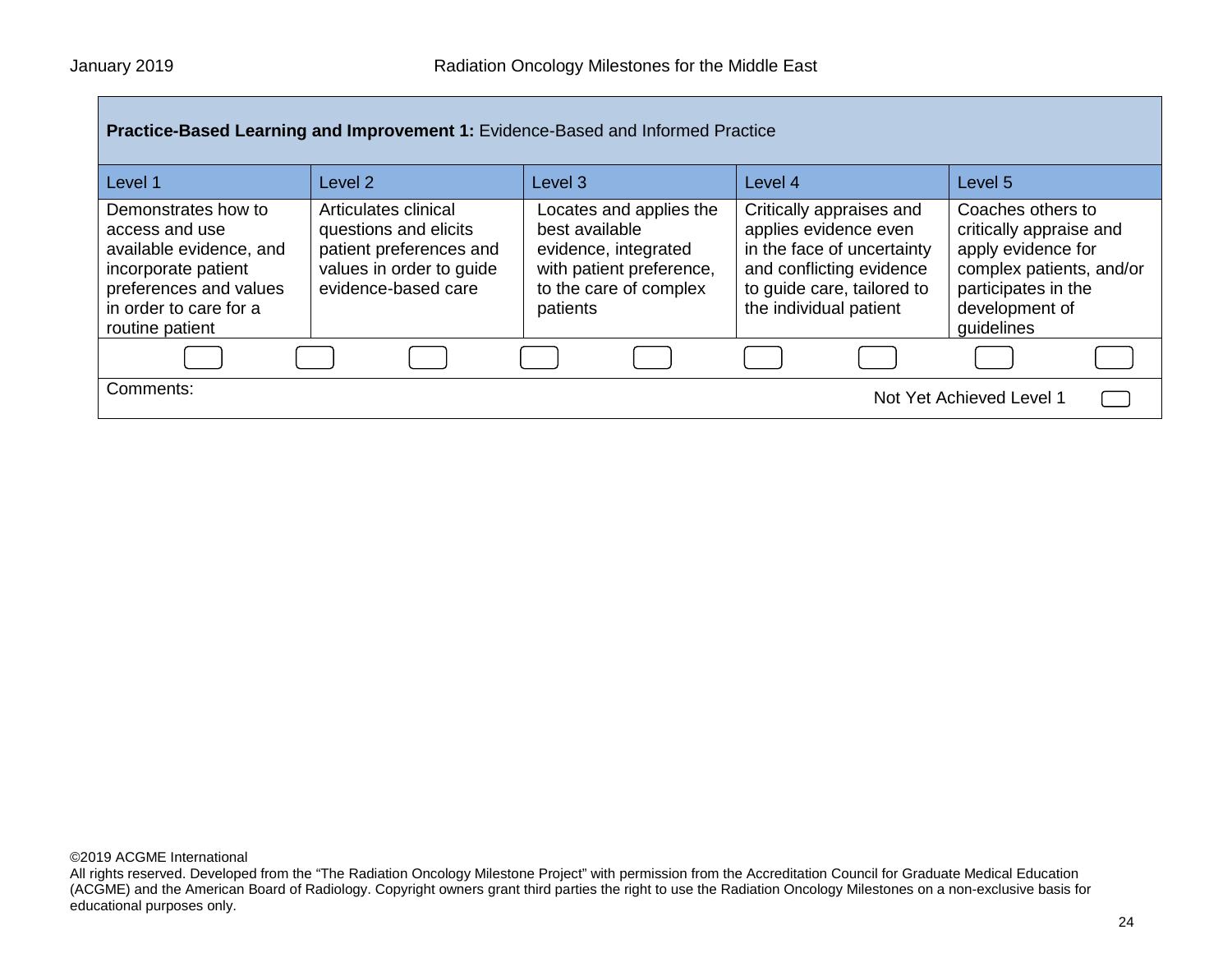**Practice-Based Learning and Improvement 1:** Evidence-Based and Informed Practice

| Level 1 | Level 2 | Level 3 | Level 4 | Level 5 |
| --- | --- | --- | --- | --- |
| Demonstrates how to access and use available evidence, and incorporate patient preferences and values in order to care for a routine patient | Articulates clinical questions and elicits patient preferences and values in order to guide evidence-based care | Locates and applies the best available evidence, integrated with patient preference, to the care of complex patients | Critically appraises and applies evidence even in the face of uncertainty and conflicting evidence to guide care, tailored to the individual patient | Coaches others to critically appraise and apply evidence for complex patients, and/or participates in the development of guidelines |

Comments:

Not Yet Achieved Level 1

©2019 ACGME International
All rights reserved. Developed from the "The Radiation Oncology Milestone Project" with permission from the Accreditation Council for Graduate Medical Education (ACGME) and the American Board of Radiology. Copyright owners grant third parties the right to use the Radiation Oncology Milestones on a non-exclusive basis for educational purposes only.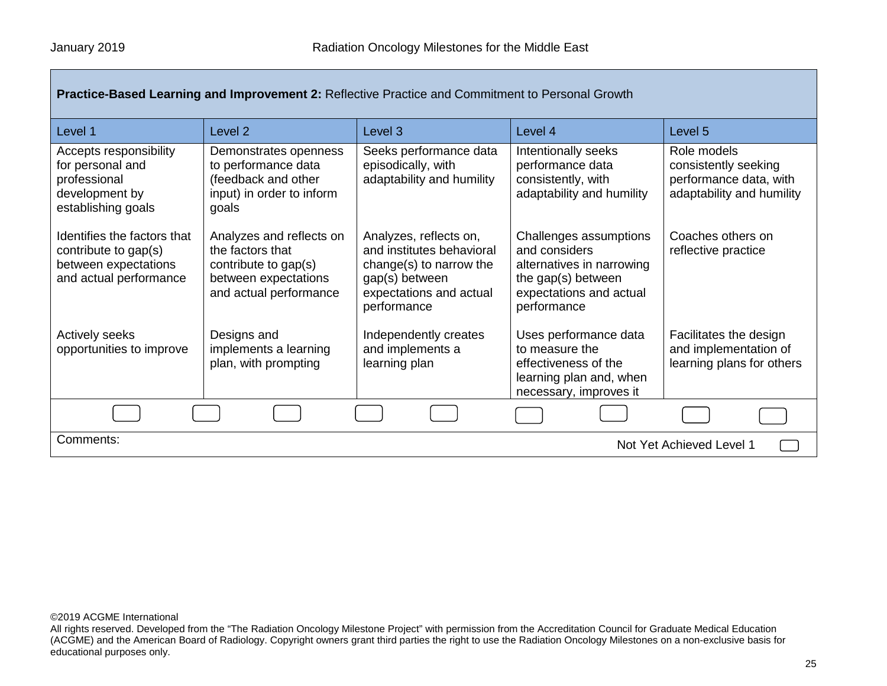**Practice-Based Learning and Improvement 2:** Reflective Practice and Commitment to Personal Growth

| Level 1 | Level 2 | Level 3 | Level 4 | Level 5 |
|---|---|---|---|---|
| Accepts responsibility for personal and professional development by establishing goals<br><br>Identifies the factors that contribute to gap(s) between expectations and actual performance<br><br>Actively seeks opportunities to improve | Demonstrates openness to performance data (feedback and other input) in order to inform goals<br><br>Analyzes and reflects on the factors that contribute to gap(s) between expectations and actual performance<br><br>Designs and implements a learning plan, with prompting | Seeks performance data episodically, with adaptability and humility<br><br>Analyzes, reflects on, and institutes behavioral change(s) to narrow the gap(s) between expectations and actual performance<br><br>Independently creates and implements a learning plan | Intentionally seeks performance data consistently, with adaptability and humility<br><br>Challenges assumptions and considers alternatives in narrowing the gap(s) between expectations and actual performance<br><br>Uses performance data to measure the effectiveness of the learning plan and, when necessary, improves it | Role models consistently seeking performance data, with adaptability and humility<br><br>Coaches others on reflective practice<br><br>Facilitates the design and implementation of learning plans for others |

Comments:

Not Yet Achieved Level 1

©2019 ACGME International
All rights reserved. Developed from the "The Radiation Oncology Milestone Project" with permission from the Accreditation Council for Graduate Medical Education (ACGME) and the American Board of Radiology. Copyright owners grant third parties the right to use the Radiation Oncology Milestones on a non-exclusive basis for educational purposes only.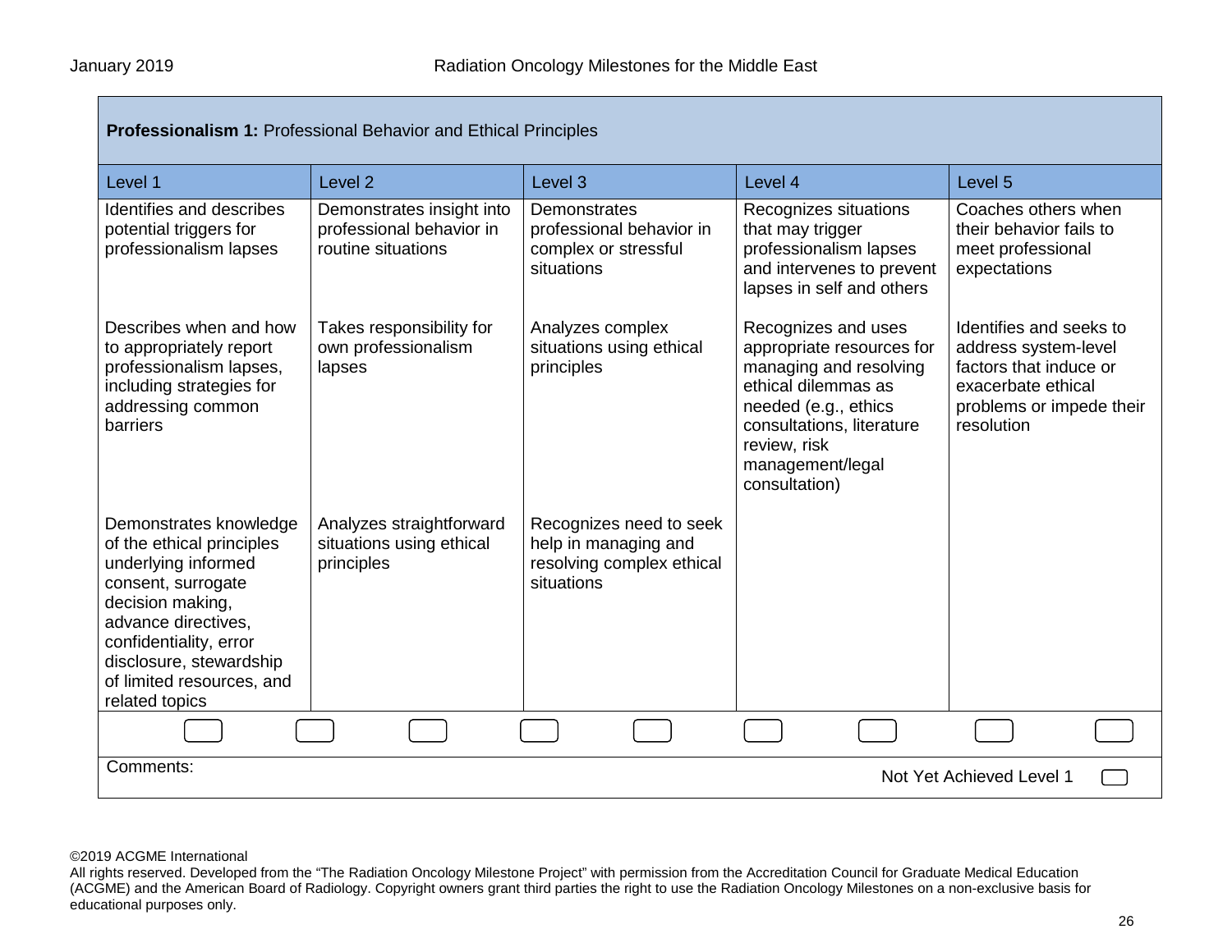**Professionalism 1:** Professional Behavior and Ethical Principles

| Level 1 | Level 2 | Level 3 | Level 4 | Level 5 |
|---|---|---|---|---|
| Identifies and describes potential triggers for professionalism lapses | Demonstrates insight into professional behavior in routine situations | Demonstrates professional behavior in complex or stressful situations | Recognizes situations that may trigger professionalism lapses and intervenes to prevent lapses in self and others | Coaches others when their behavior fails to meet professional expectations |
| Describes when and how to appropriately report professionalism lapses, including strategies for addressing common barriers | Takes responsibility for own professionalism lapses | Analyzes complex situations using ethical principles | Recognizes and uses appropriate resources for managing and resolving ethical dilemmas as needed (e.g., ethics consultations, literature review, risk management/legal consultation) | Identifies and seeks to address system-level factors that induce or exacerbate ethical problems or impede their resolution |
| Demonstrates knowledge of the ethical principles underlying informed consent, surrogate decision making, advance directives, confidentiality, error disclosure, stewardship of limited resources, and related topics | Analyzes straightforward situations using ethical principles | Recognizes need to seek help in managing and resolving complex ethical situations | | |

Comments:

Not Yet Achieved Level 1

©2019 ACGME International
All rights reserved. Developed from the “The Radiation Oncology Milestone Project” with permission from the Accreditation Council for Graduate Medical Education (ACGME) and the American Board of Radiology. Copyright owners grant third parties the right to use the Radiation Oncology Milestones on a non-exclusive basis for educational purposes only.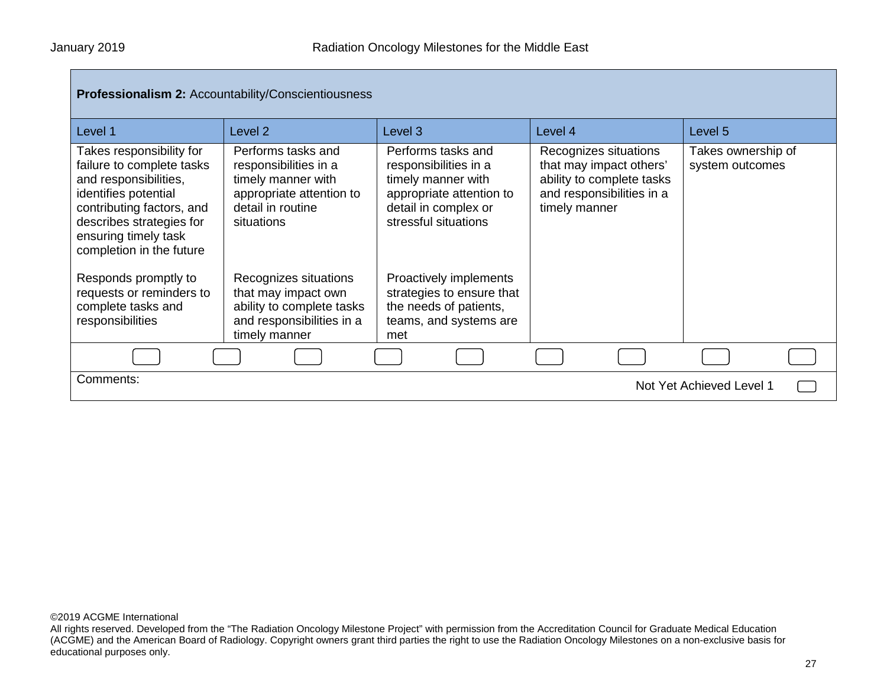**Professionalism 2:** Accountability/Conscientiousness

| Level 1 | Level 2 | Level 3 | Level 4 | Level 5 |
|---|---|---|---|---|
| Takes responsibility for failure to complete tasks and responsibilities, identifies potential contributing factors, and describes strategies for ensuring timely task completion in the future | Performs tasks and responsibilities in a timely manner with appropriate attention to detail in routine situations | Performs tasks and responsibilities in a timely manner with appropriate attention to detail in complex or stressful situations | Recognizes situations that may impact others' ability to complete tasks and responsibilities in a timely manner | Takes ownership of system outcomes |
| Responds promptly to requests or reminders to complete tasks and responsibilities | Recognizes situations that may impact own ability to complete tasks and responsibilities in a timely manner | Proactively implements strategies to ensure that the needs of patients, teams, and systems are met | | |

Comments:

Not Yet Achieved Level 1

©2019 ACGME International
All rights reserved. Developed from the "The Radiation Oncology Milestone Project" with permission from the Accreditation Council for Graduate Medical Education (ACGME) and the American Board of Radiology. Copyright owners grant third parties the right to use the Radiation Oncology Milestones on a non-exclusive basis for educational purposes only.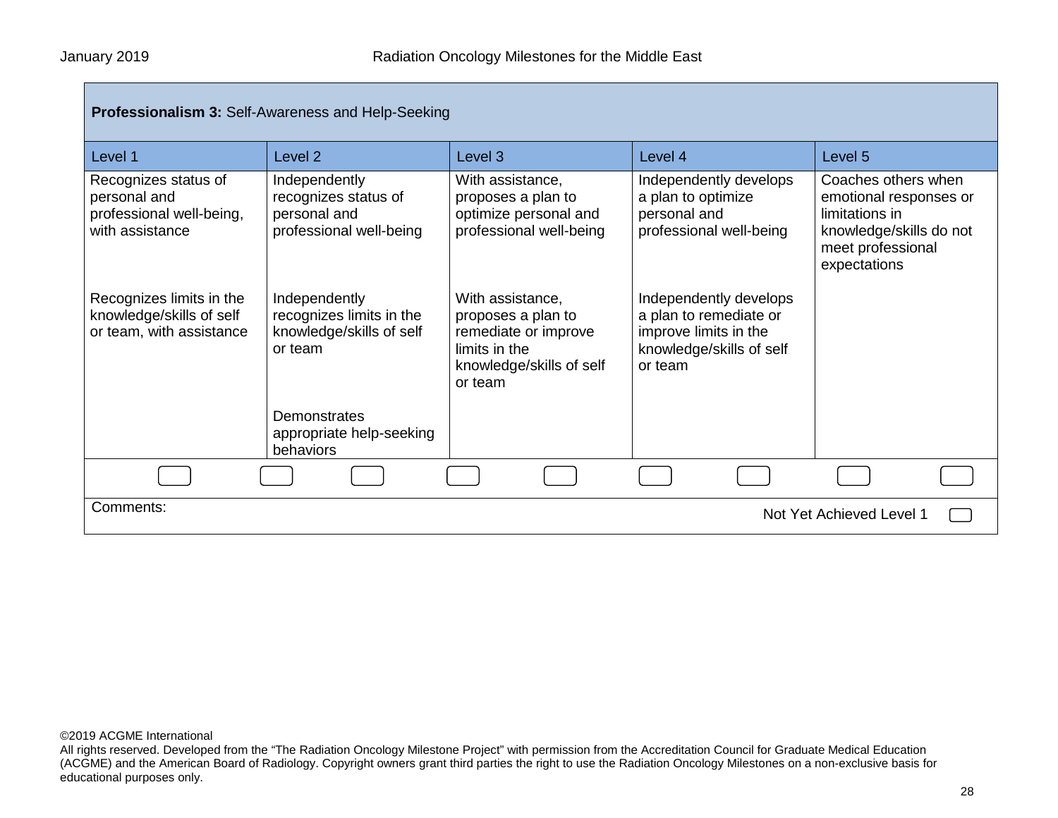**Professionalism 3:** Self-Awareness and Help-Seeking

| Level 1 | Level 2 | Level 3 | Level 4 | Level 5 |
|---|---|---|---|---|
| Recognizes status of personal and professional well-being, with assistance | Independently recognizes status of personal and professional well-being | With assistance, proposes a plan to optimize personal and professional well-being | Independently develops a plan to optimize personal and professional well-being | Coaches others when emotional responses or limitations in knowledge/skills do not meet professional expectations |
| Recognizes limits in the knowledge/skills of self or team, with assistance | Independently recognizes limits in the knowledge/skills of self or team | With assistance, proposes a plan to remediate or improve limits in the knowledge/skills of self or team | Independently develops a plan to remediate or improve limits in the knowledge/skills of self or team | |
| | Demonstrates appropriate help-seeking behaviors | | | |

Comments:

Not Yet Achieved Level 1

©2019 ACGME International
All rights reserved. Developed from the "The Radiation Oncology Milestone Project" with permission from the Accreditation Council for Graduate Medical Education (ACGME) and the American Board of Radiology. Copyright owners grant third parties the right to use the Radiation Oncology Milestones on a non-exclusive basis for educational purposes only.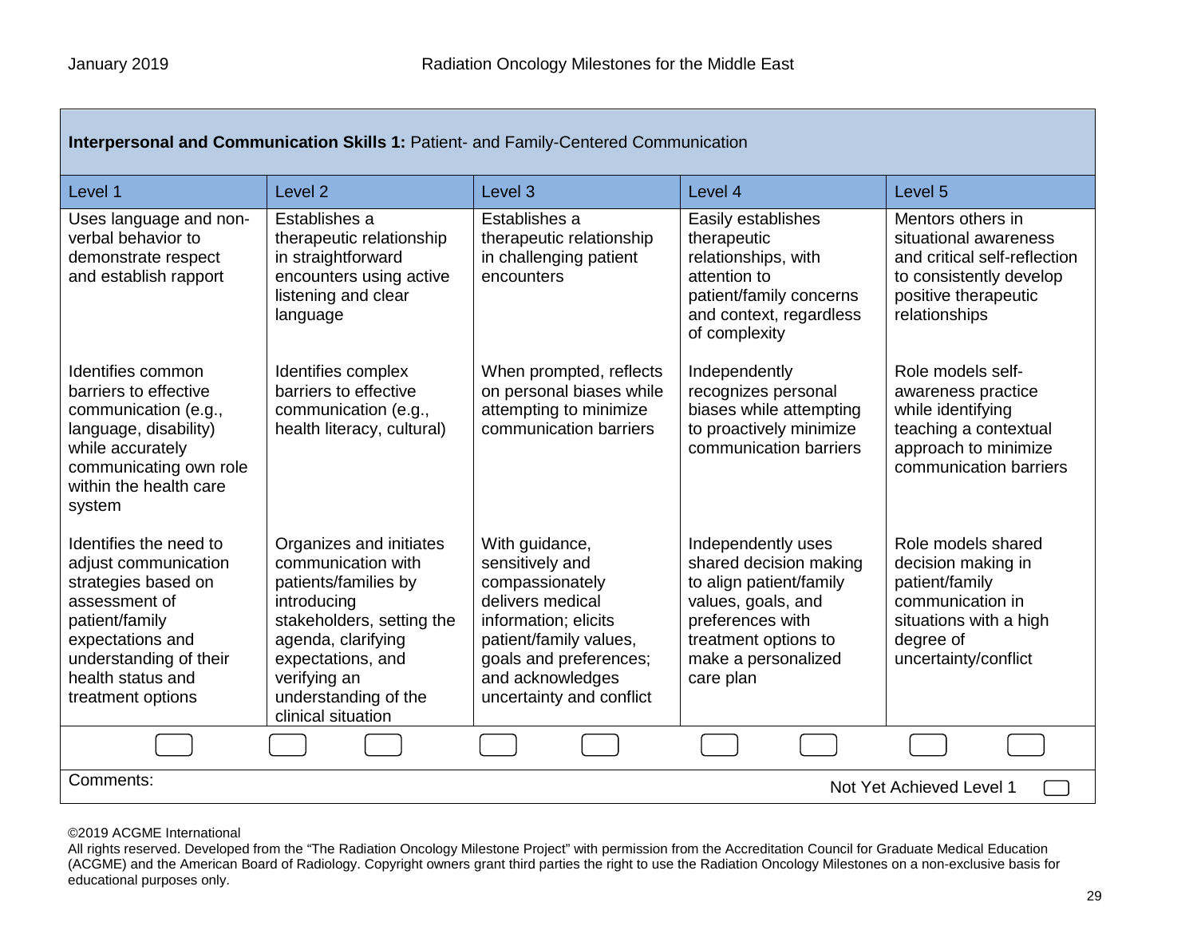**Interpersonal and Communication Skills 1:** Patient- and Family-Centered Communication

| Level 1 | Level 2 | Level 3 | Level 4 | Level 5 |
|---|---|---|---|---|
| Uses language and non-verbal behavior to demonstrate respect and establish rapport | Establishes a therapeutic relationship in straightforward encounters using active listening and clear language | Establishes a therapeutic relationship in challenging patient encounters | Easily establishes therapeutic relationships, with attention to patient/family concerns and context, regardless of complexity | Mentors others in situational awareness and critical self-reflection to consistently develop positive therapeutic relationships |
| Identifies common barriers to effective communication (e.g., language, disability) while accurately communicating own role within the health care system | Identifies complex barriers to effective communication (e.g., health literacy, cultural) | When prompted, reflects on personal biases while attempting to minimize communication barriers | Independently recognizes personal biases while attempting to proactively minimize communication barriers | Role models self-awareness practice while identifying teaching a contextual approach to minimize communication barriers |
| Identifies the need to adjust communication strategies based on assessment of patient/family expectations and understanding of their health status and treatment options | Organizes and initiates communication with patients/families by introducing stakeholders, setting the agenda, clarifying expectations, and verifying an understanding of the clinical situation | With guidance, sensitively and compassionately delivers medical information; elicits patient/family values, goals and preferences; and acknowledges uncertainty and conflict | Independently uses shared decision making to align patient/family values, goals, and preferences with treatment options to make a personalized care plan | Role models shared decision making in patient/family communication in situations with a high degree of uncertainty/conflict |

Comments:

Not Yet Achieved Level 1

©2019 ACGME International
All rights reserved. Developed from the "The Radiation Oncology Milestone Project" with permission from the Accreditation Council for Graduate Medical Education (ACGME) and the American Board of Radiology. Copyright owners grant third parties the right to use the Radiation Oncology Milestones on a non-exclusive basis for educational purposes only.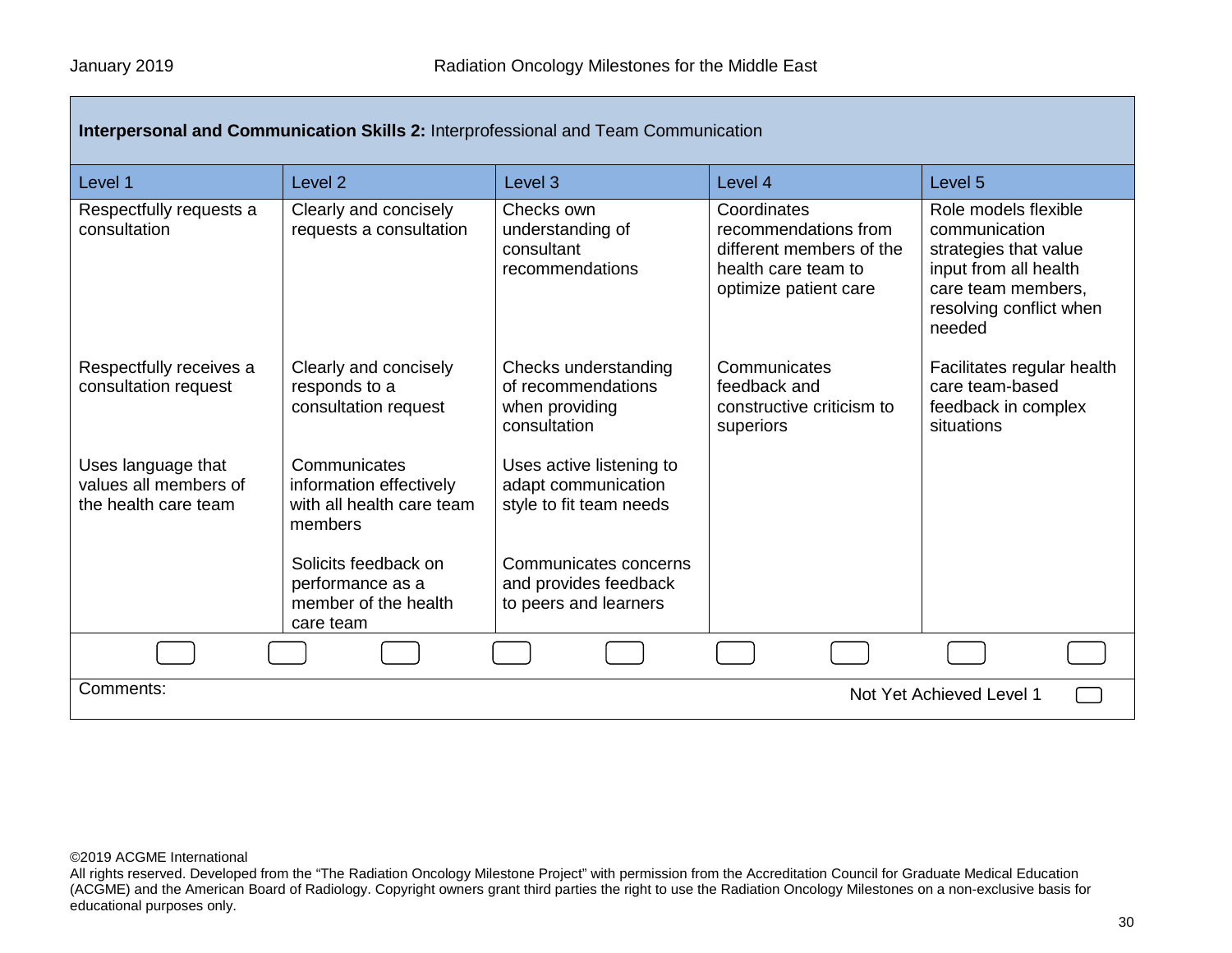**Interpersonal and Communication Skills 2:** Interprofessional and Team Communication

| Level 1 | Level 2 | Level 3 | Level 4 | Level 5 |
|---|---|---|---|---|
| Respectfully requests a consultation | Clearly and concisely requests a consultation | Checks own understanding of consultant recommendations | Coordinates recommendations from different members of the health care team to optimize patient care | Role models flexible communication strategies that value input from all health care team members, resolving conflict when needed |
| Respectfully receives a consultation request | Clearly and concisely responds to a consultation request | Checks understanding of recommendations when providing consultation | Communicates feedback and constructive criticism to superiors | Facilitates regular health care team-based feedback in complex situations |
| Uses language that values all members of the health care team | Communicates information effectively with all health care team members | Uses active listening to adapt communication style to fit team needs | | |
| | Solicits feedback on performance as a member of the health care team | Communicates concerns and provides feedback to peers and learners | | |

Comments:

Not Yet Achieved Level 1

©2019 ACGME International
All rights reserved. Developed from the "The Radiation Oncology Milestone Project" with permission from the Accreditation Council for Graduate Medical Education (ACGME) and the American Board of Radiology. Copyright owners grant third parties the right to use the Radiation Oncology Milestones on a non-exclusive basis for educational purposes only.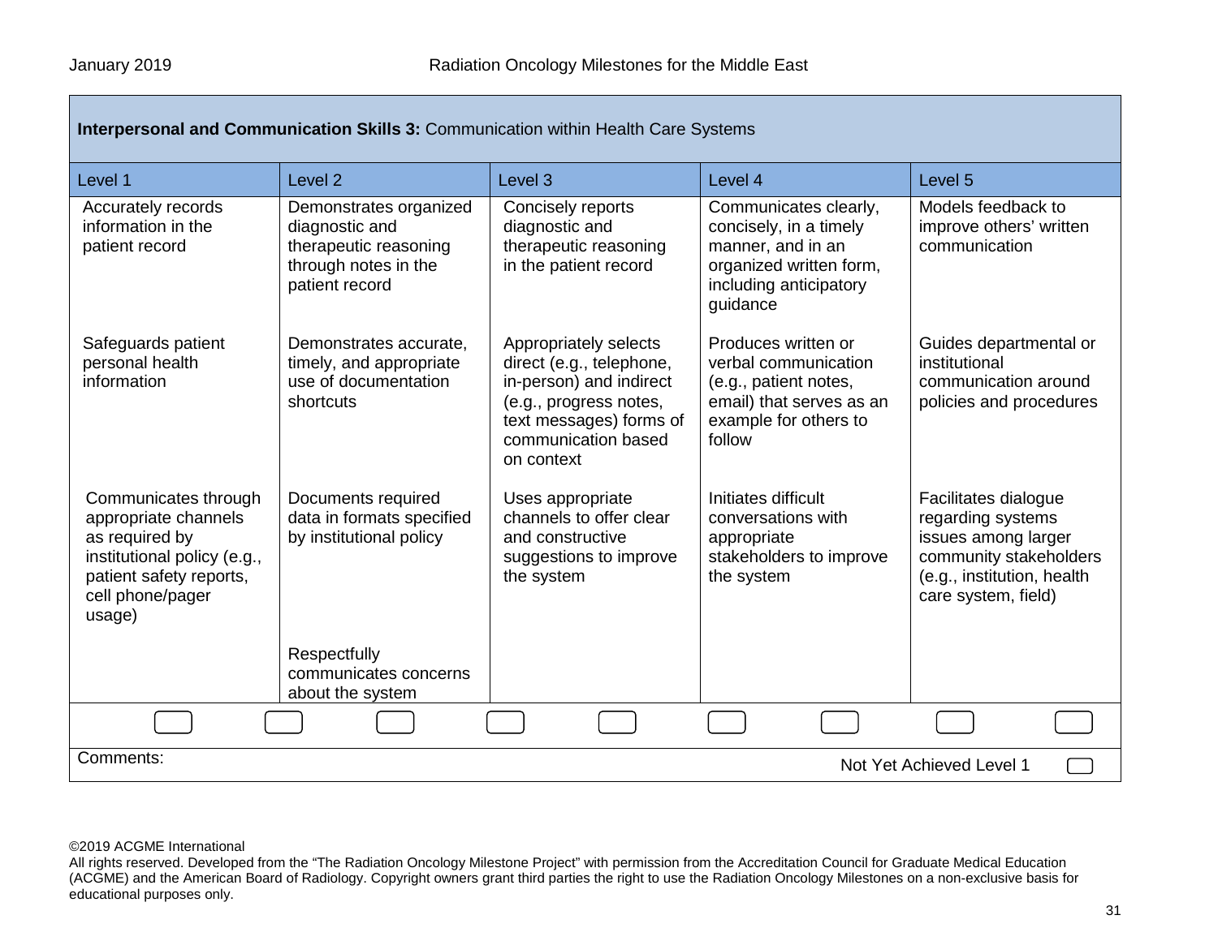**Interpersonal and Communication Skills 3:** Communication within Health Care Systems

| Level 1 | Level 2 | Level 3 | Level 4 | Level 5 |
|---|---|---|---|---|
| Accurately records information in the patient record | Demonstrates organized diagnostic and therapeutic reasoning through notes in the patient record | Concisely reports diagnostic and therapeutic reasoning in the patient record | Communicates clearly, concisely, in a timely manner, and in an organized written form, including anticipatory guidance | Models feedback to improve others' written communication |
| Safeguards patient personal health information | Demonstrates accurate, timely, and appropriate use of documentation shortcuts | Appropriately selects direct (e.g., telephone, in-person) and indirect (e.g., progress notes, text messages) forms of communication based on context | Produces written or verbal communication (e.g., patient notes, email) that serves as an example for others to follow | Guides departmental or institutional communication around policies and procedures |
| Communicates through appropriate channels as required by institutional policy (e.g., patient safety reports, cell phone/pager usage) | Documents required data in formats specified by institutional policy | Uses appropriate channels to offer clear and constructive suggestions to improve the system | Initiates difficult conversations with appropriate stakeholders to improve the system | Facilitates dialogue regarding systems issues among larger community stakeholders (e.g., institution, health care system, field) |
| | Respectfully communicates concerns about the system | | | |

Comments:

Not Yet Achieved Level 1

©2019 ACGME International
All rights reserved. Developed from the "The Radiation Oncology Milestone Project" with permission from the Accreditation Council for Graduate Medical Education (ACGME) and the American Board of Radiology. Copyright owners grant third parties the right to use the Radiation Oncology Milestones on a non-exclusive basis for educational purposes only.